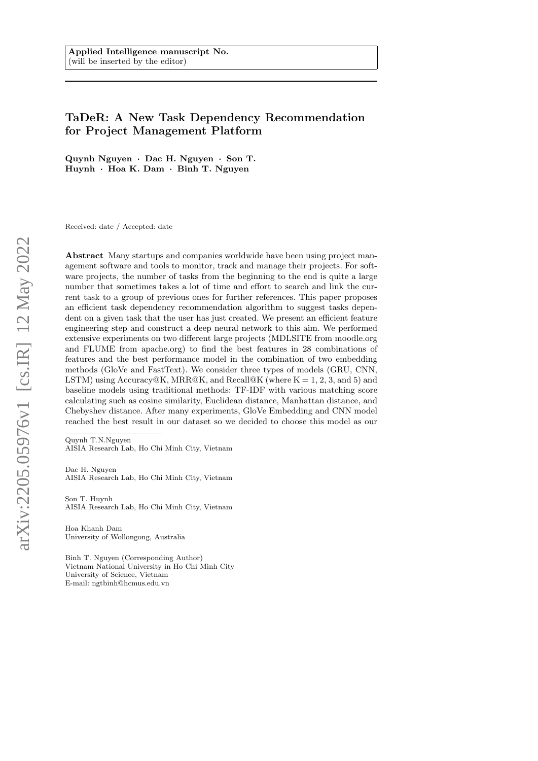**Applied Intelligence manuscript No.**
(will be inserted by the editor)

# TaDeR: A New Task Dependency Recommendation for Project Management Platform

**Quynh Nguyen · Dac H. Nguyen · Son T. Huynh · Hoa K. Dam · Binh T. Nguyen**

Received: date / Accepted: date

**Abstract** Many startups and companies worldwide have been using project management software and tools to monitor, track and manage their projects. For software projects, the number of tasks from the beginning to the end is quite a large number that sometimes takes a lot of time and effort to search and link the current task to a group of previous ones for further references. This paper proposes an efficient task dependency recommendation algorithm to suggest tasks dependent on a given task that the user has just created. We present an efficient feature engineering step and construct a deep neural network to this aim. We performed extensive experiments on two different large projects (MDLSITE from moodle.org and FLUME from apache.org) to find the best features in 28 combinations of features and the best performance model in the combination of two embedding methods (GloVe and FastText). We consider three types of models (GRU, CNN, LSTM) using Accuracy@K, MRR@K, and Recall@K (where K = 1, 2, 3, and 5) and baseline models using traditional methods: TF-IDF with various matching score calculating such as cosine similarity, Euclidean distance, Manhattan distance, and Chebyshev distance. After many experiments, GloVe Embedding and CNN model reached the best result in our dataset so we decided to choose this model as our

---

Quynh T.N.Nguyen
AISIA Research Lab, Ho Chi Minh City, Vietnam

Dac H. Nguyen
AISIA Research Lab, Ho Chi Minh City, Vietnam

Son T. Huynh
AISIA Research Lab, Ho Chi Minh City, Vietnam

Hoa Khanh Dam
University of Wollongong, Australia

Binh T. Nguyen (Corresponding Author)
Vietnam National University in Ho Chi Minh City
University of Science, Vietnam
E-mail: ngtbinh@hcmus.edu.vn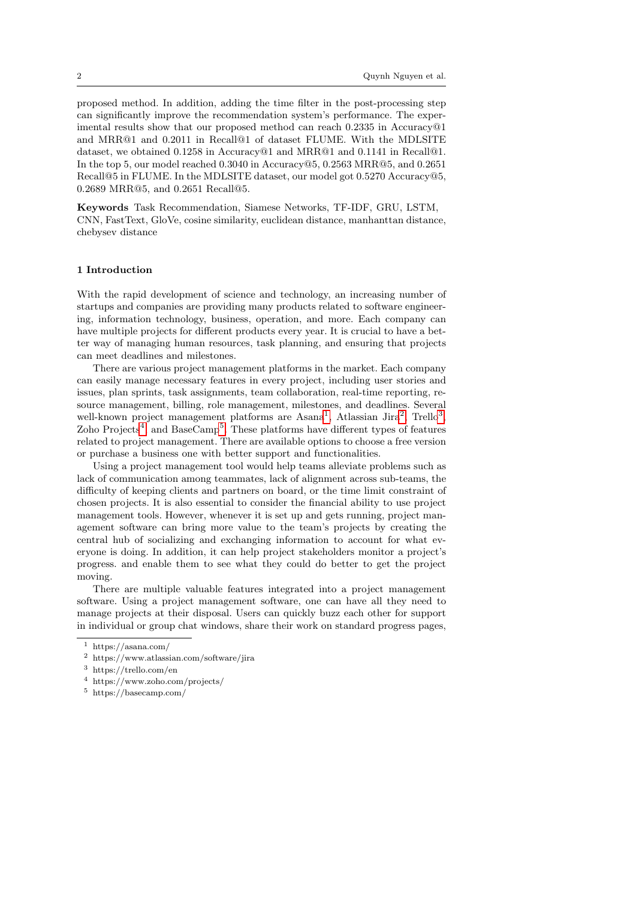proposed method. In addition, adding the time filter in the post-processing step can significantly improve the recommendation system's performance. The experimental results show that our proposed method can reach 0.2335 in Accuracy@1 and MRR@1 and 0.2011 in Recall@1 of dataset FLUME. With the MDLSITE dataset, we obtained 0.1258 in Accuracy@1 and MRR@1 and 0.1141 in Recall@1. In the top 5, our model reached 0.3040 in Accuracy@5, 0.2563 MRR@5, and 0.2651 Recall@5 in FLUME. In the MDLSITE dataset, our model got 0.5270 Accuracy@5, 0.2689 MRR@5, and 0.2651 Recall@5.

**Keywords** Task Recommendation, Siamese Networks, TF-IDF, GRU, LSTM, CNN, FastText, GloVe, cosine similarity, euclidean distance, manhanttan distance, chebysev distance

## 1 Introduction

With the rapid development of science and technology, an increasing number of startups and companies are providing many products related to software engineering, information technology, business, operation, and more. Each company can have multiple projects for different products every year. It is crucial to have a better way of managing human resources, task planning, and ensuring that projects can meet deadlines and milestones.

There are various project management platforms in the market. Each company can easily manage necessary features in every project, including user stories and issues, plan sprints, task assignments, team collaboration, real-time reporting, resource management, billing, role management, milestones, and deadlines. Several well-known project management platforms are Asana[1], Atlassian Jira[2], Trello[3], Zoho Projects[4] and BaseCamp[5]. These platforms have different types of features related to project management. There are available options to choose a free version or purchase a business one with better support and functionalities.

Using a project management tool would help teams alleviate problems such as lack of communication among teammates, lack of alignment across sub-teams, the difficulty of keeping clients and partners on board, or the time limit constraint of chosen projects. It is also essential to consider the financial ability to use project management tools. However, whenever it is set up and gets running, project management software can bring more value to the team's projects by creating the central hub of socializing and exchanging information to account for what everyone is doing. In addition, it can help project stakeholders monitor a project's progress. and enable them to see what they could do better to get the project moving.

There are multiple valuable features integrated into a project management software. Using a project management software, one can have all they need to manage projects at their disposal. Users can quickly buzz each other for support in individual or group chat windows, share their work on standard progress pages,

---

[1] https://asana.com/

[2] https://www.atlassian.com/software/jira

[3] https://trello.com/en

[4] https://www.zoho.com/projects/

[5] https://basecamp.com/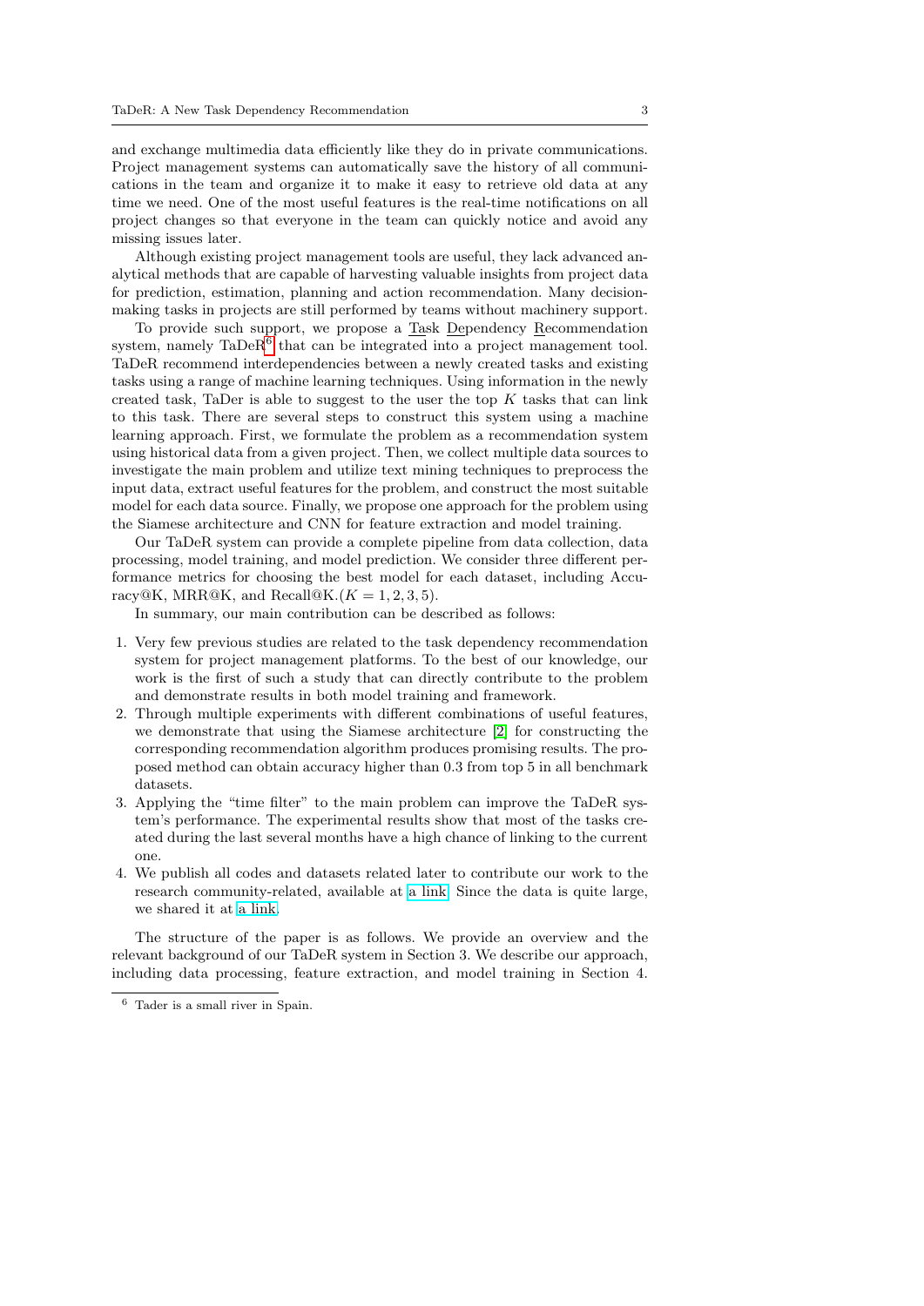and exchange multimedia data efficiently like they do in private communications. Project management systems can automatically save the history of all communications in the team and organize it to make it easy to retrieve old data at any time we need. One of the most useful features is the real-time notifications on all project changes so that everyone in the team can quickly notice and avoid any missing issues later.

Although existing project management tools are useful, they lack advanced analytical methods that are capable of harvesting valuable insights from project data for prediction, estimation, planning and action recommendation. Many decision-making tasks in projects are still performed by teams without machinery support.

To provide such support, we propose a Task Dependency Recommendation system, namely TaDeR[6] that can be integrated into a project management tool. TaDeR recommend interdependencies between a newly created tasks and existing tasks using a range of machine learning techniques. Using information in the newly created task, TaDer is able to suggest to the user the top $K$ tasks that can link to this task. There are several steps to construct this system using a machine learning approach. First, we formulate the problem as a recommendation system using historical data from a given project. Then, we collect multiple data sources to investigate the main problem and utilize text mining techniques to preprocess the input data, extract useful features for the problem, and construct the most suitable model for each data source. Finally, we propose one approach for the problem using the Siamese architecture and CNN for feature extraction and model training.

Our TaDeR system can provide a complete pipeline from data collection, data processing, model training, and model prediction. We consider three different performance metrics for choosing the best model for each dataset, including Accuracy@K, MRR@K, and Recall@K.$(K = 1, 2, 3, 5)$.

In summary, our main contribution can be described as follows:

1. Very few previous studies are related to the task dependency recommendation system for project management platforms. To the best of our knowledge, our work is the first of such a study that can directly contribute to the problem and demonstrate results in both model training and framework.
2. Through multiple experiments with different combinations of useful features, we demonstrate that using the Siamese architecture [2] for constructing the corresponding recommendation algorithm produces promising results. The proposed method can obtain accuracy higher than 0.3 from top 5 in all benchmark datasets.
3. Applying the "time filter" to the main problem can improve the TaDeR system's performance. The experimental results show that most of the tasks created during the last several months have a high chance of linking to the current one.
4. We publish all codes and datasets related later to contribute our work to the research community-related, available at a link. Since the data is quite large, we shared it at a link.

The structure of the paper is as follows. We provide an overview and the relevant background of our TaDeR system in Section 3. We describe our approach, including data processing, feature extraction, and model training in Section 4.

[6] Tader is a small river in Spain.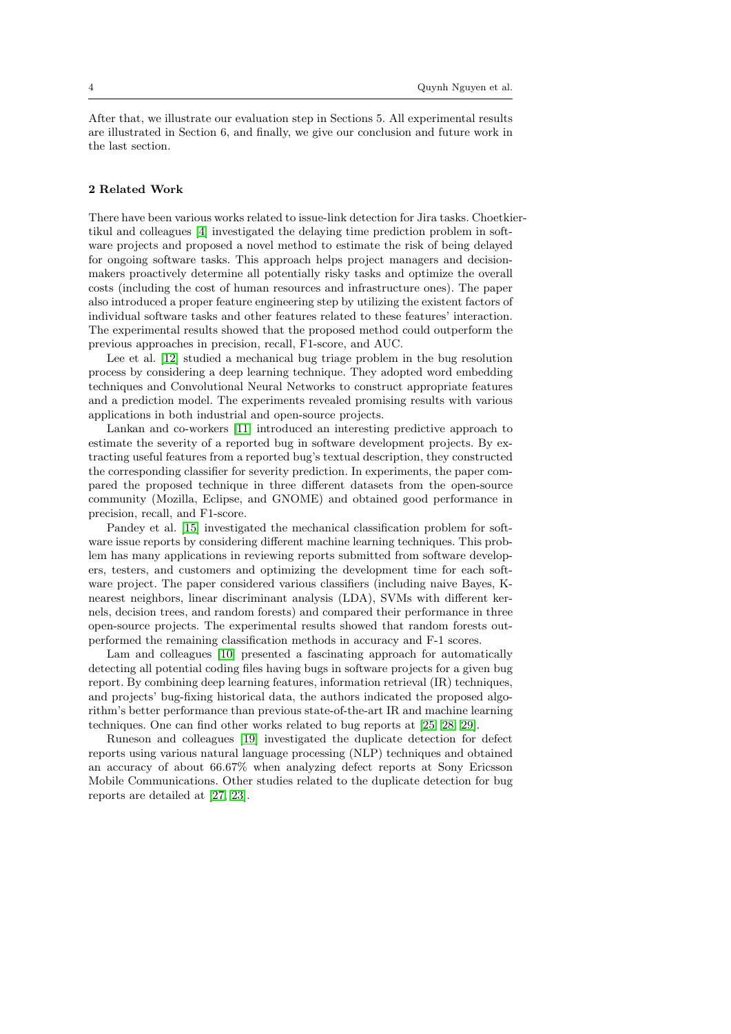After that, we illustrate our evaluation step in Sections 5. All experimental results are illustrated in Section 6, and finally, we give our conclusion and future work in the last section.

## 2 Related Work

There have been various works related to issue-link detection for Jira tasks. Choetkiertikul and colleagues [4] investigated the delaying time prediction problem in software projects and proposed a novel method to estimate the risk of being delayed for ongoing software tasks. This approach helps project managers and decision-makers proactively determine all potentially risky tasks and optimize the overall costs (including the cost of human resources and infrastructure ones). The paper also introduced a proper feature engineering step by utilizing the existent factors of individual software tasks and other features related to these features' interaction. The experimental results showed that the proposed method could outperform the previous approaches in precision, recall, F1-score, and AUC.

Lee et al. [12] studied a mechanical bug triage problem in the bug resolution process by considering a deep learning technique. They adopted word embedding techniques and Convolutional Neural Networks to construct appropriate features and a prediction model. The experiments revealed promising results with various applications in both industrial and open-source projects.

Lankan and co-workers [11] introduced an interesting predictive approach to estimate the severity of a reported bug in software development projects. By extracting useful features from a reported bug's textual description, they constructed the corresponding classifier for severity prediction. In experiments, the paper compared the proposed technique in three different datasets from the open-source community (Mozilla, Eclipse, and GNOME) and obtained good performance in precision, recall, and F1-score.

Pandey et al. [15] investigated the mechanical classification problem for software issue reports by considering different machine learning techniques. This problem has many applications in reviewing reports submitted from software developers, testers, and customers and optimizing the development time for each software project. The paper considered various classifiers (including naive Bayes, K-nearest neighbors, linear discriminant analysis (LDA), SVMs with different kernels, decision trees, and random forests) and compared their performance in three open-source projects. The experimental results showed that random forests outperformed the remaining classification methods in accuracy and F-1 scores.

Lam and colleagues [10] presented a fascinating approach for automatically detecting all potential coding files having bugs in software projects for a given bug report. By combining deep learning features, information retrieval (IR) techniques, and projects' bug-fixing historical data, the authors indicated the proposed algorithm's better performance than previous state-of-the-art IR and machine learning techniques. One can find other works related to bug reports at [25, 28, 29].

Runeson and colleagues [19] investigated the duplicate detection for defect reports using various natural language processing (NLP) techniques and obtained an accuracy of about 66.67% when analyzing defect reports at Sony Ericsson Mobile Communications. Other studies related to the duplicate detection for bug reports are detailed at [27, 23].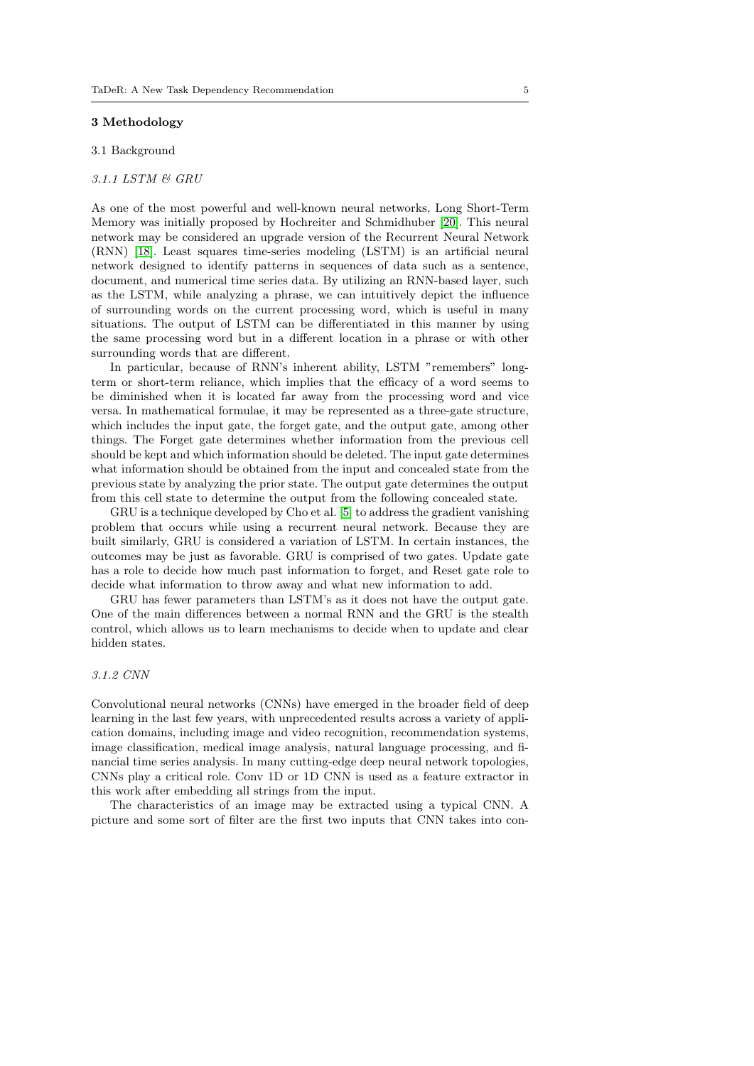## 3 Methodology

### 3.1 Background

#### *3.1.1 LSTM & GRU*

As one of the most powerful and well-known neural networks, Long Short-Term Memory was initially proposed by Hochreiter and Schmidhuber [20]. This neural network may be considered an upgrade version of the Recurrent Neural Network (RNN) [18]. Least squares time-series modeling (LSTM) is an artificial neural network designed to identify patterns in sequences of data such as a sentence, document, and numerical time series data. By utilizing an RNN-based layer, such as the LSTM, while analyzing a phrase, we can intuitively depict the influence of surrounding words on the current processing word, which is useful in many situations. The output of LSTM can be differentiated in this manner by using the same processing word but in a different location in a phrase or with other surrounding words that are different.

In particular, because of RNN's inherent ability, LSTM "remembers" long-term or short-term reliance, which implies that the efficacy of a word seems to be diminished when it is located far away from the processing word and vice versa. In mathematical formulae, it may be represented as a three-gate structure, which includes the input gate, the forget gate, and the output gate, among other things. The Forget gate determines whether information from the previous cell should be kept and which information should be deleted. The input gate determines what information should be obtained from the input and concealed state from the previous state by analyzing the prior state. The output gate determines the output from this cell state to determine the output from the following concealed state.

GRU is a technique developed by Cho et al. [5] to address the gradient vanishing problem that occurs while using a recurrent neural network. Because they are built similarly, GRU is considered a variation of LSTM. In certain instances, the outcomes may be just as favorable. GRU is comprised of two gates. Update gate has a role to decide how much past information to forget, and Reset gate role to decide what information to throw away and what new information to add.

GRU has fewer parameters than LSTM's as it does not have the output gate. One of the main differences between a normal RNN and the GRU is the stealth control, which allows us to learn mechanisms to decide when to update and clear hidden states.

#### *3.1.2 CNN*

Convolutional neural networks (CNNs) have emerged in the broader field of deep learning in the last few years, with unprecedented results across a variety of application domains, including image and video recognition, recommendation systems, image classification, medical image analysis, natural language processing, and financial time series analysis. In many cutting-edge deep neural network topologies, CNNs play a critical role. Conv 1D or 1D CNN is used as a feature extractor in this work after embedding all strings from the input.

The characteristics of an image may be extracted using a typical CNN. A picture and some sort of filter are the first two inputs that CNN takes into con-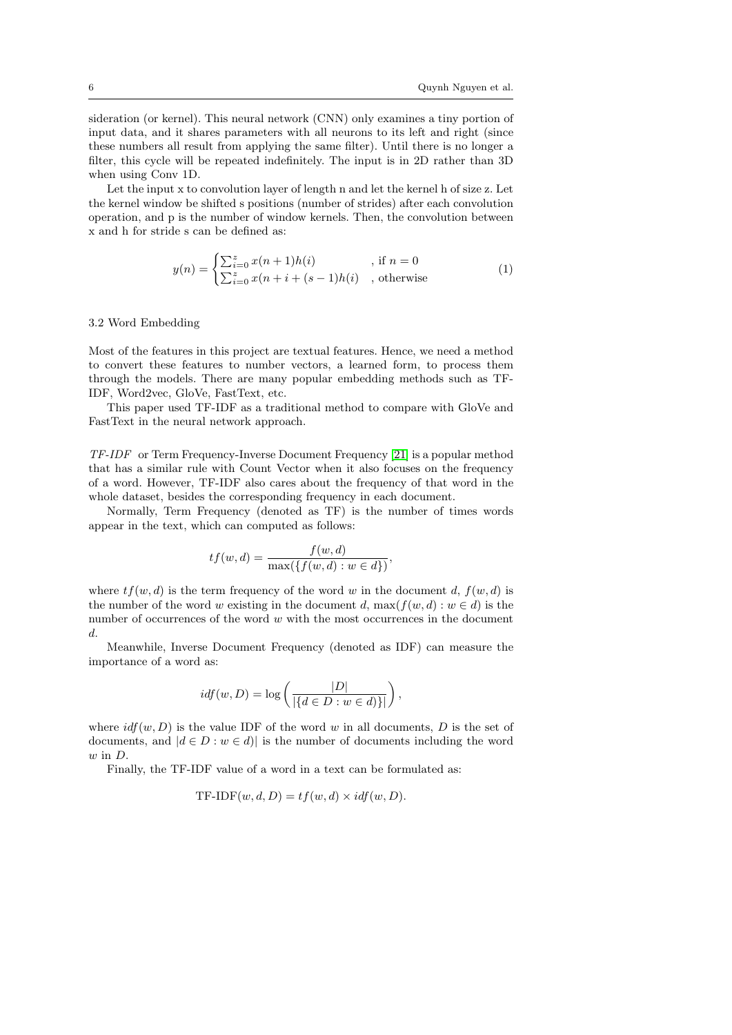sideration (or kernel). This neural network (CNN) only examines a tiny portion of input data, and it shares parameters with all neurons to its left and right (since these numbers all result from applying the same filter). Until there is no longer a filter, this cycle will be repeated indefinitely. The input is in 2D rather than 3D when using Conv 1D.

Let the input x to convolution layer of length n and let the kernel h of size z. Let the kernel window be shifted s positions (number of strides) after each convolution operation, and p is the number of window kernels. Then, the convolution between x and h for stride s can be defined as:

$$y(n) = \begin{cases} \sum_{i=0}^{z} x(n+1)h(i) & \text{, if } n = 0 \\ \sum_{i=0}^{z} x(n+i+(s-1)h(i) & \text{, otherwise} \end{cases} \tag{1}$$

### 3.2 Word Embedding

Most of the features in this project are textual features. Hence, we need a method to convert these features to number vectors, a learned form, to process them through the models. There are many popular embedding methods such as TF-IDF, Word2vec, GloVe, FastText, etc.

This paper used TF-IDF as a traditional method to compare with GloVe and FastText in the neural network approach.

*TF-IDF* or Term Frequency-Inverse Document Frequency [21] is a popular method that has a similar rule with Count Vector when it also focuses on the frequency of a word. However, TF-IDF also cares about the frequency of that word in the whole dataset, besides the corresponding frequency in each document.

Normally, Term Frequency (denoted as TF) is the number of times words appear in the text, which can computed as follows:

$$tf(w,d) = \frac{f(w,d)}{\max(\{f(w,d) : w \in d\})},$$

where $tf(w,d)$ is the term frequency of the word $w$ in the document $d$, $f(w,d)$ is the number of the word $w$ existing in the document $d$, $\max(f(w,d) : w \in d)$ is the number of occurrences of the word $w$ with the most occurrences in the document $d$.

Meanwhile, Inverse Document Frequency (denoted as IDF) can measure the importance of a word as:

$$idf(w,D) = \log\left(\frac{|D|}{|\{d \in D : w \in d)\}|}\right),$$

where $idf(w,D)$ is the value IDF of the word $w$ in all documents, $D$ is the set of documents, and $|d \in D : w \in d)|$ is the number of documents including the word $w$ in $D$.

Finally, the TF-IDF value of a word in a text can be formulated as:

$$\text{TF-IDF}(w,d,D) = tf(w,d) \times idf(w,D).$$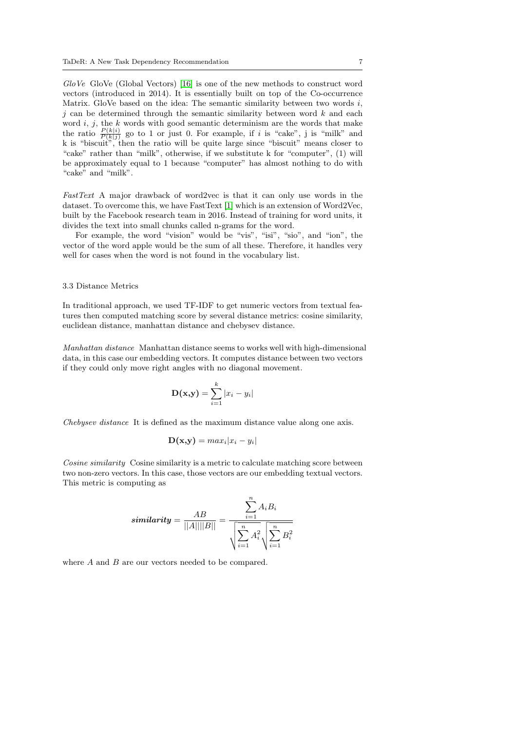*GloVe* GloVe (Global Vectors) [16] is one of the new methods to construct word vectors (introduced in 2014). It is essentially built on top of the Co-occurrence Matrix. GloVe based on the idea: The semantic similarity between two words $i$, $j$ can be determined through the semantic similarity between word $k$ and each word $i$, $j$, the $k$ words with good semantic determinism are the words that make the ratio $\frac{P(k|i)}{P(k|j)}$ go to 1 or just 0. For example, if $i$ is "cake", j is "milk" and k is "biscuit", then the ratio will be quite large since "biscuit" means closer to "cake" rather than "milk", otherwise, if we substitute k for "computer", (1) will be approximately equal to 1 because "computer" has almost nothing to do with "cake" and "milk".

*FastText* A major drawback of word2vec is that it can only use words in the dataset. To overcome this, we have FastText [1] which is an extension of Word2Vec, built by the Facebook research team in 2016. Instead of training for word units, it divides the text into small chunks called n-grams for the word.

For example, the word "vision" would be "vis", "isi", "sio", and "ion", the vector of the word apple would be the sum of all these. Therefore, it handles very well for cases when the word is not found in the vocabulary list.

### 3.3 Distance Metrics

In traditional approach, we used TF-IDF to get numeric vectors from textual features then computed matching score by several distance metrics: cosine similarity, euclidean distance, manhattan distance and chebysev distance.

*Manhattan distance* Manhattan distance seems to works well with high-dimensional data, in this case our embedding vectors. It computes distance between two vectors if they could only move right angles with no diagonal movement.

$$\mathbf{D(x,y)} = \sum_{i=1}^{k} |x_i - y_i|$$

*Chebysev distance* It is defined as the maximum distance value along one axis.

$$\mathbf{D(x,y)} = max_i |x_i - y_i|$$

*Cosine similarity* Cosine similarity is a metric to calculate matching score between two non-zero vectors. In this case, those vectors are our embedding textual vectors. This metric is computing as

$$\boldsymbol{similarity} = \frac{AB}{||A||||B||} = \frac{\sum_{i=1}^{n} A_i B_i}{\sqrt{\sum_{i=1}^{n} A_i^2}\sqrt{\sum_{i=1}^{n} B_i^2}}$$

where $A$ and $B$ are our vectors needed to be compared.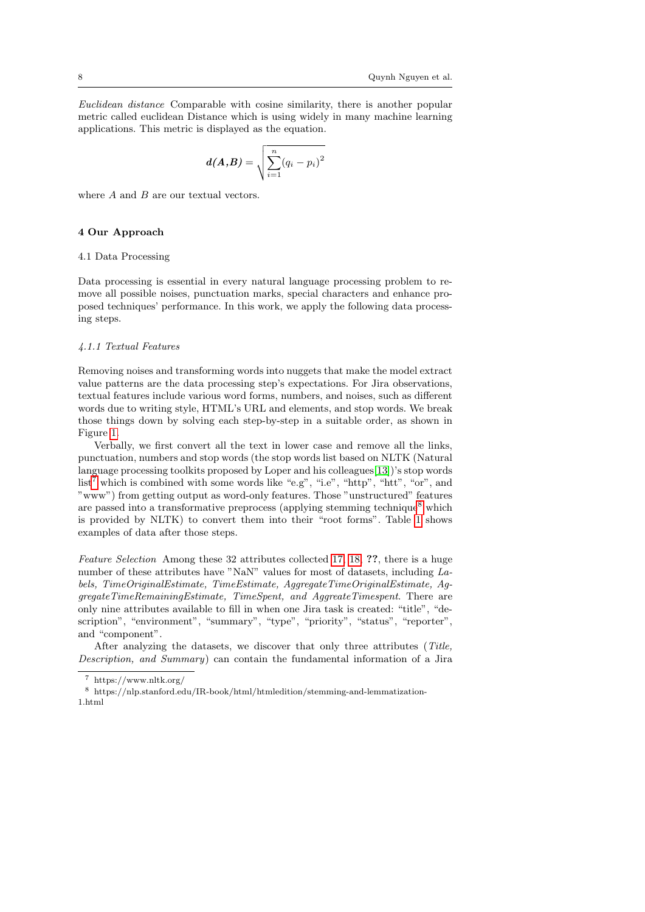*Euclidean distance* Comparable with cosine similarity, there is another popular metric called euclidean Distance which is using widely in many machine learning applications. This metric is displayed as the equation.

$$\boldsymbol{d(A,B)} = \sqrt{\sum_{i=1}^{n}(q_i - p_i)^2}$$

where $A$ and $B$ are our textual vectors.

## 4 Our Approach

### 4.1 Data Processing

Data processing is essential in every natural language processing problem to remove all possible noises, punctuation marks, special characters and enhance proposed techniques' performance. In this work, we apply the following data processing steps.

#### *4.1.1 Textual Features*

Removing noises and transforming words into nuggets that make the model extract value patterns are the data processing step's expectations. For Jira observations, textual features include various word forms, numbers, and noises, such as different words due to writing style, HTML's URL and elements, and stop words. We break those things down by solving each step-by-step in a suitable order, as shown in Figure 1.

Verbally, we first convert all the text in lower case and remove all the links, punctuation, numbers and stop words (the stop words list based on NLTK (Natural language processing toolkits proposed by Loper and his colleagues[13])'s stop words list[7] which is combined with some words like "e.g", "i.e", "http", "htt", "or", and "www") from getting output as word-only features. Those "unstructured" features are passed into a transformative preprocess (applying stemming technique[8] which is provided by NLTK) to convert them into their "root forms". Table 1 shows examples of data after those steps.

*Feature Selection* Among these 32 attributes collected [17, 18, **??**], there is a huge number of these attributes have "NaN" values for most of datasets, including *Labels, TimeOriginalEstimate, TimeEstimate, AggregateTimeOriginalEstimate, AggregateTimeRemainingEstimate, TimeSpent, and AggreateTimespent.* There are only nine attributes available to fill in when one Jira task is created: "title", "description", "environment", "summary", "type", "priority", "status", "reporter", and "component".

After analyzing the datasets, we discover that only three attributes (*Title, Description, and Summary*) can contain the fundamental information of a Jira

[7] https://www.nltk.org/

[8] https://nlp.stanford.edu/IR-book/html/htmledition/stemming-and-lemmatization-1.html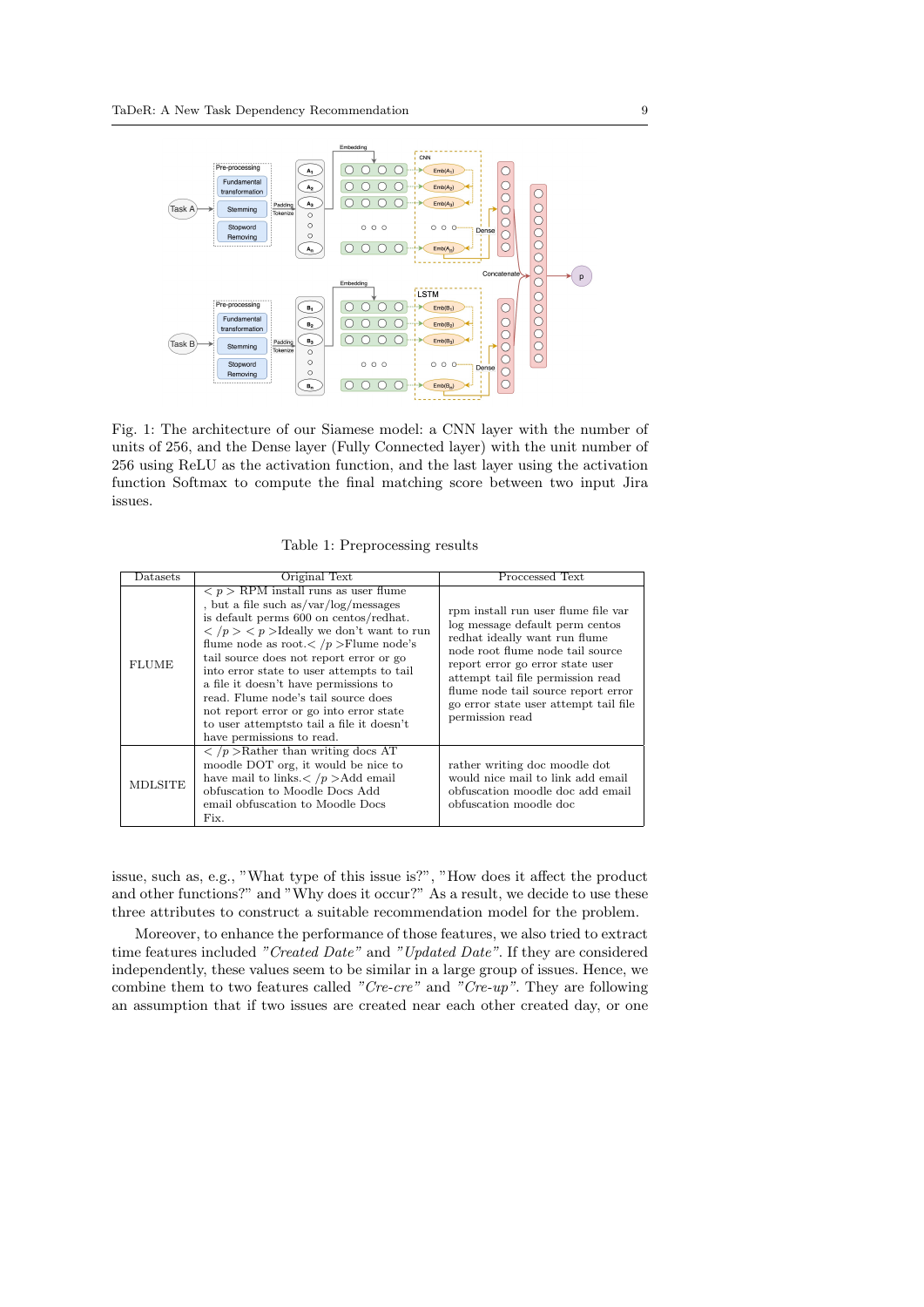Fig. 1: The architecture of our Siamese model: a CNN layer with the number of units of 256, and the Dense layer (Fully Connected layer) with the unit number of 256 using ReLU as the activation function, and the last layer using the activation function Softmax to compute the final matching score between two input Jira issues.

Table 1: Preprocessing results

| Datasets | Original Text | Proccessed Text |
| --- | --- | --- |
| FLUME | $<p>$ RPM install runs as user flume , but a file such as/var/log/messages is default perms 600 on centos/redhat. $</p><p>$Ideally we don't want to run flume node as root.$</p>$Flume node's tail source does not report error or go into error state to user attempts to tail a file it doesn't have permissions to read. Flume node's tail source does not report error or go into error state to user attemptsto tail a file it doesn't have permissions to read. | rpm install run user flume file var log message default perm centos redhat ideally want run flume node root flume node tail source report error go error state user attempt tail file permission read flume node tail source report error go error state user attempt tail file permission read |
| MDLSITE | $</p>$Rather than writing docs AT moodle DOT org, it would be nice to have mail to links.$</p>$Add email obfuscation to Moodle Docs Add email obfuscation to Moodle Docs Fix. | rather writing doc moodle dot would nice mail to link add email obfuscation moodle doc add email obfuscation moodle doc |

issue, such as, e.g., "What type of this issue is?", "How does it affect the product and other functions?" and "Why does it occur?" As a result, we decide to use these three attributes to construct a suitable recommendation model for the problem.

Moreover, to enhance the performance of those features, we also tried to extract time features included *"Created Date"* and *"Updated Date"*. If they are considered independently, these values seem to be similar in a large group of issues. Hence, we combine them to two features called *"Cre-cre"* and *"Cre-up"*. They are following an assumption that if two issues are created near each other created day, or one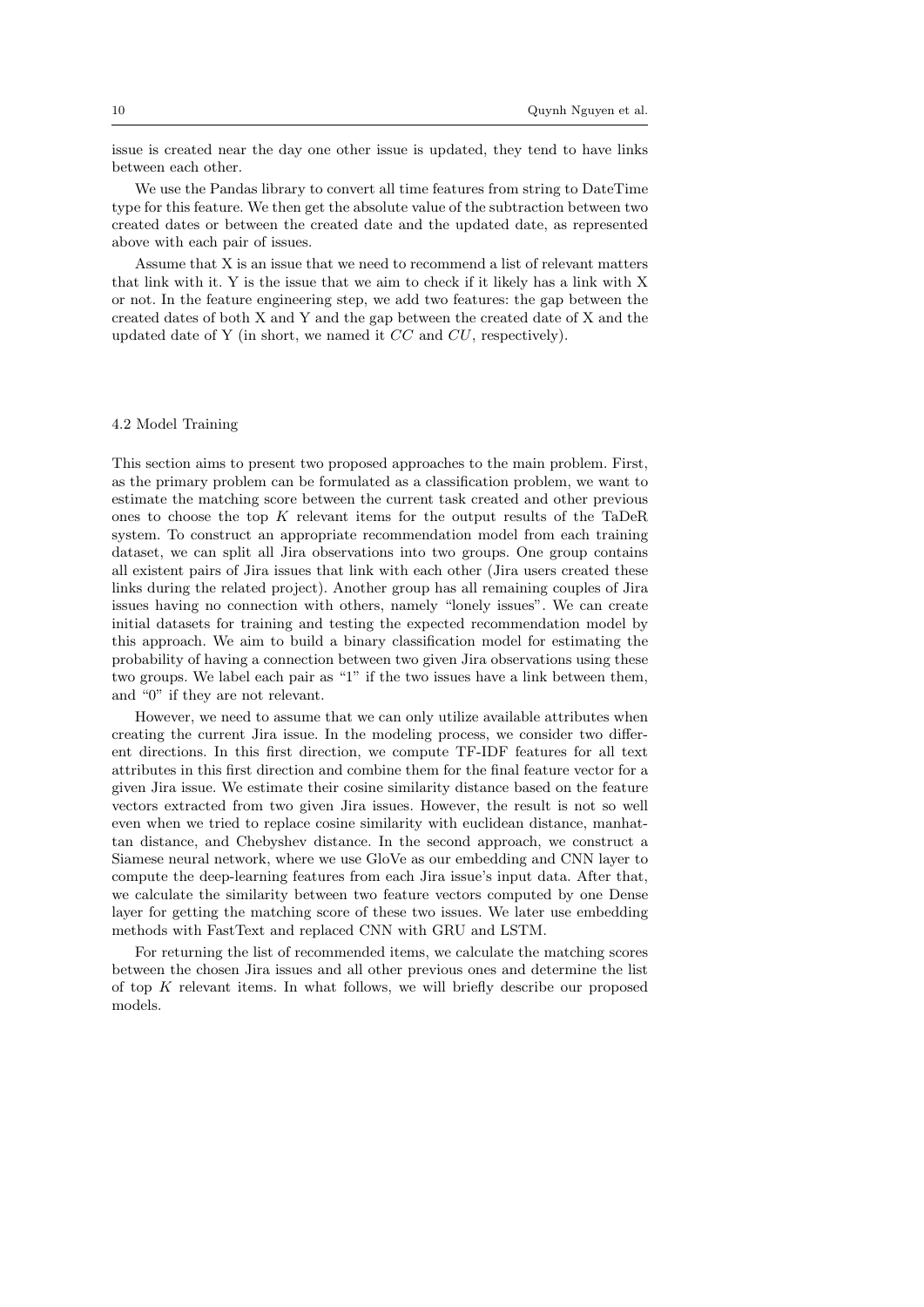issue is created near the day one other issue is updated, they tend to have links between each other.

We use the Pandas library to convert all time features from string to DateTime type for this feature. We then get the absolute value of the subtraction between two created dates or between the created date and the updated date, as represented above with each pair of issues.

Assume that X is an issue that we need to recommend a list of relevant matters that link with it. Y is the issue that we aim to check if it likely has a link with X or not. In the feature engineering step, we add two features: the gap between the created dates of both X and Y and the gap between the created date of X and the updated date of Y (in short, we named it $CC$ and $CU$, respectively).

### 4.2 Model Training

This section aims to present two proposed approaches to the main problem. First, as the primary problem can be formulated as a classification problem, we want to estimate the matching score between the current task created and other previous ones to choose the top $K$ relevant items for the output results of the TaDeR system. To construct an appropriate recommendation model from each training dataset, we can split all Jira observations into two groups. One group contains all existent pairs of Jira issues that link with each other (Jira users created these links during the related project). Another group has all remaining couples of Jira issues having no connection with others, namely "lonely issues". We can create initial datasets for training and testing the expected recommendation model by this approach. We aim to build a binary classification model for estimating the probability of having a connection between two given Jira observations using these two groups. We label each pair as "1" if the two issues have a link between them, and "0" if they are not relevant.

However, we need to assume that we can only utilize available attributes when creating the current Jira issue. In the modeling process, we consider two different directions. In this first direction, we compute TF-IDF features for all text attributes in this first direction and combine them for the final feature vector for a given Jira issue. We estimate their cosine similarity distance based on the feature vectors extracted from two given Jira issues. However, the result is not so well even when we tried to replace cosine similarity with euclidean distance, manhattan distance, and Chebyshev distance. In the second approach, we construct a Siamese neural network, where we use GloVe as our embedding and CNN layer to compute the deep-learning features from each Jira issue's input data. After that, we calculate the similarity between two feature vectors computed by one Dense layer for getting the matching score of these two issues. We later use embedding methods with FastText and replaced CNN with GRU and LSTM.

For returning the list of recommended items, we calculate the matching scores between the chosen Jira issues and all other previous ones and determine the list of top $K$ relevant items. In what follows, we will briefly describe our proposed models.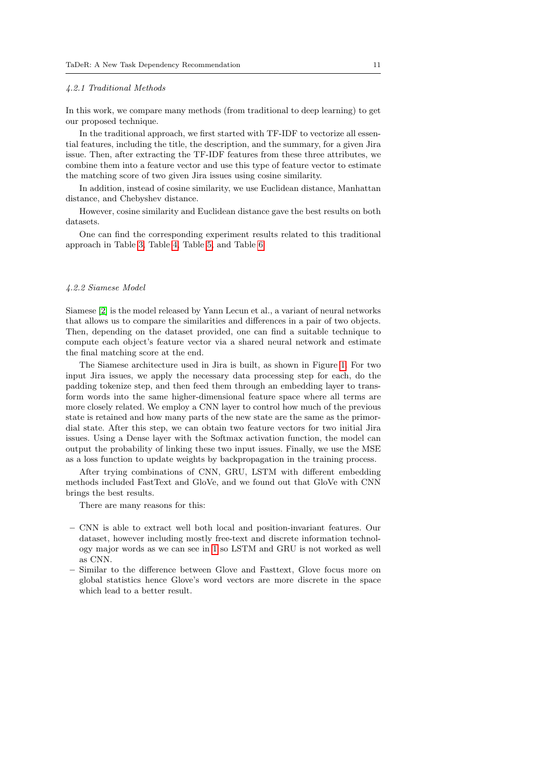#### 4.2.1 Traditional Methods

In this work, we compare many methods (from traditional to deep learning) to get our proposed technique.

In the traditional approach, we first started with TF-IDF to vectorize all essential features, including the title, the description, and the summary, for a given Jira issue. Then, after extracting the TF-IDF features from these three attributes, we combine them into a feature vector and use this type of feature vector to estimate the matching score of two given Jira issues using cosine similarity.

In addition, instead of cosine similarity, we use Euclidean distance, Manhattan distance, and Chebyshev distance.

However, cosine similarity and Euclidean distance gave the best results on both datasets.

One can find the corresponding experiment results related to this traditional approach in Table 3, Table 4, Table 5, and Table 6.

#### 4.2.2 Siamese Model

Siamese [2] is the model released by Yann Lecun et al., a variant of neural networks that allows us to compare the similarities and differences in a pair of two objects. Then, depending on the dataset provided, one can find a suitable technique to compute each object's feature vector via a shared neural network and estimate the final matching score at the end.

The Siamese architecture used in Jira is built, as shown in Figure 1. For two input Jira issues, we apply the necessary data processing step for each, do the padding tokenize step, and then feed them through an embedding layer to transform words into the same higher-dimensional feature space where all terms are more closely related. We employ a CNN layer to control how much of the previous state is retained and how many parts of the new state are the same as the primordial state. After this step, we can obtain two feature vectors for two initial Jira issues. Using a Dense layer with the Softmax activation function, the model can output the probability of linking these two input issues. Finally, we use the MSE as a loss function to update weights by backpropagation in the training process.

After trying combinations of CNN, GRU, LSTM with different embedding methods included FastText and GloVe, and we found out that GloVe with CNN brings the best results.

There are many reasons for this:

- CNN is able to extract well both local and position-invariant features. Our dataset, however including mostly free-text and discrete information technology major words as we can see in 1 so LSTM and GRU is not worked as well as CNN.
- Similar to the difference between Glove and Fasttext, Glove focus more on global statistics hence Glove's word vectors are more discrete in the space which lead to a better result.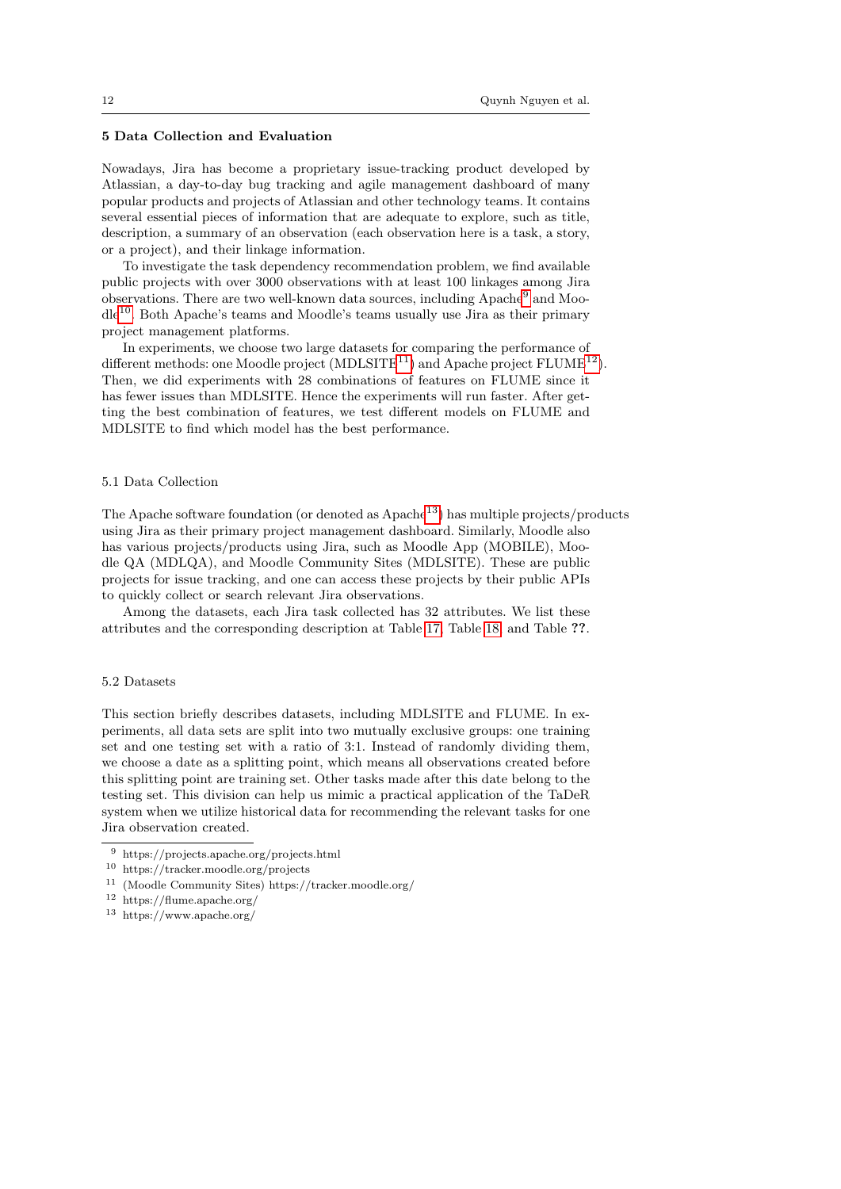## 5 Data Collection and Evaluation

Nowadays, Jira has become a proprietary issue-tracking product developed by Atlassian, a day-to-day bug tracking and agile management dashboard of many popular products and projects of Atlassian and other technology teams. It contains several essential pieces of information that are adequate to explore, such as title, description, a summary of an observation (each observation here is a task, a story, or a project), and their linkage information.

To investigate the task dependency recommendation problem, we find available public projects with over 3000 observations with at least 100 linkages among Jira observations. There are two well-known data sources, including Apache[9] and Moodle[10]. Both Apache's teams and Moodle's teams usually use Jira as their primary project management platforms.

In experiments, we choose two large datasets for comparing the performance of different methods: one Moodle project (MDLSITE[11]) and Apache project FLUME[12]). Then, we did experiments with 28 combinations of features on FLUME since it has fewer issues than MDLSITE. Hence the experiments will run faster. After getting the best combination of features, we test different models on FLUME and MDLSITE to find which model has the best performance.

### 5.1 Data Collection

The Apache software foundation (or denoted as Apache[13]) has multiple projects/products using Jira as their primary project management dashboard. Similarly, Moodle also has various projects/products using Jira, such as Moodle App (MOBILE), Moodle QA (MDLQA), and Moodle Community Sites (MDLSITE). These are public projects for issue tracking, and one can access these projects by their public APIs to quickly collect or search relevant Jira observations.

Among the datasets, each Jira task collected has 32 attributes. We list these attributes and the corresponding description at Table 17, Table 18, and Table **??**.

### 5.2 Datasets

This section briefly describes datasets, including MDLSITE and FLUME. In experiments, all data sets are split into two mutually exclusive groups: one training set and one testing set with a ratio of 3:1. Instead of randomly dividing them, we choose a date as a splitting point, which means all observations created before this splitting point are training set. Other tasks made after this date belong to the testing set. This division can help us mimic a practical application of the TaDeR system when we utilize historical data for recommending the relevant tasks for one Jira observation created.

---

[9] https://projects.apache.org/projects.html

[10] https://tracker.moodle.org/projects

[11] (Moodle Community Sites) https://tracker.moodle.org/

[12] https://flume.apache.org/

[13] https://www.apache.org/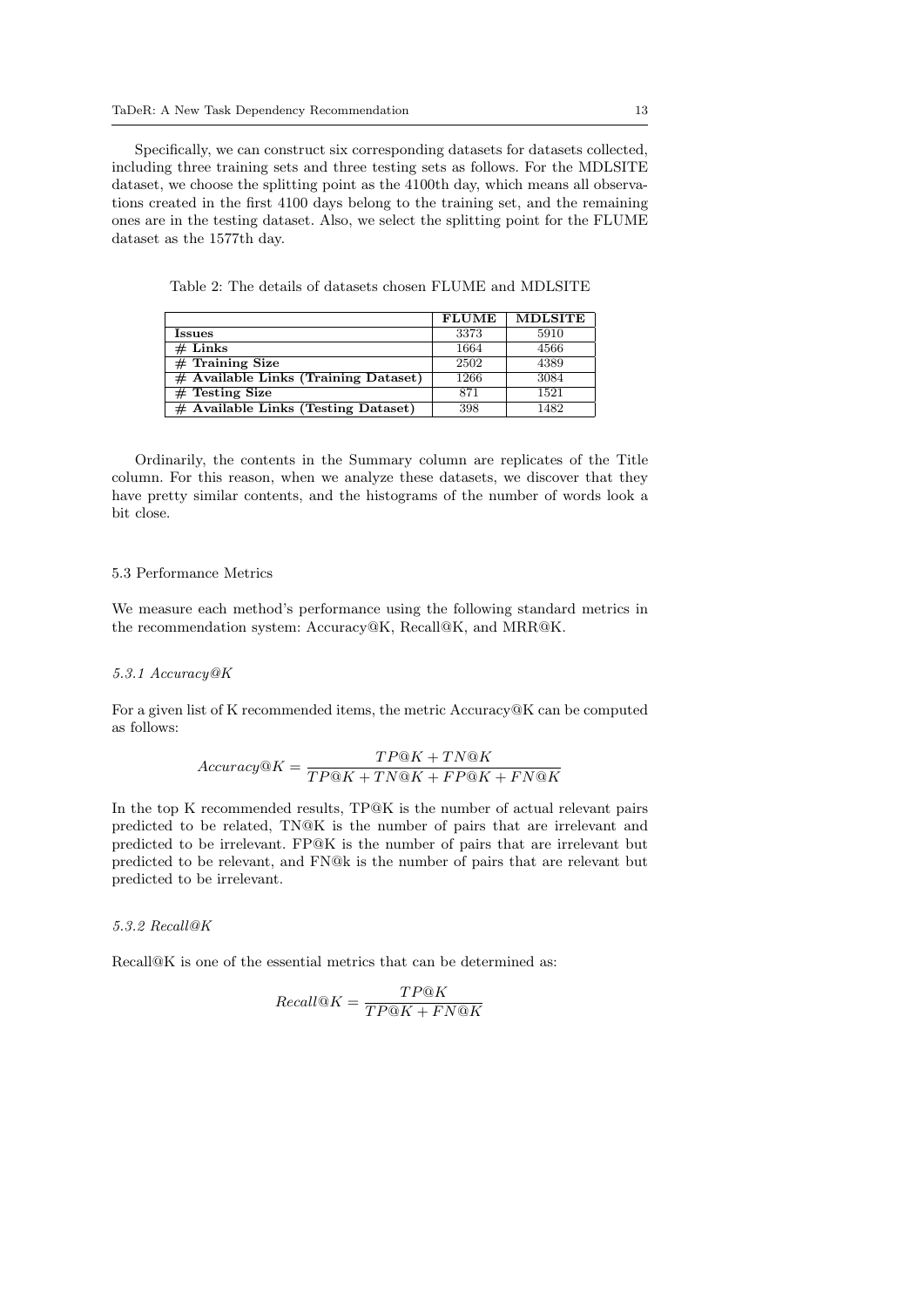Specifically, we can construct six corresponding datasets for datasets collected, including three training sets and three testing sets as follows. For the MDLSITE dataset, we choose the splitting point as the 4100th day, which means all observations created in the first 4100 days belong to the training set, and the remaining ones are in the testing dataset. Also, we select the splitting point for the FLUME dataset as the 1577th day.

Table 2: The details of datasets chosen FLUME and MDLSITE

| | FLUME | MDLSITE |
|---|---|---|
| **Issues** | 3373 | 5910 |
| **# Links** | 1664 | 4566 |
| **# Training Size** | 2502 | 4389 |
| **# Available Links (Training Dataset)** | 1266 | 3084 |
| **# Testing Size** | 871 | 1521 |
| **# Available Links (Testing Dataset)** | 398 | 1482 |

Ordinarily, the contents in the Summary column are replicates of the Title column. For this reason, when we analyze these datasets, we discover that they have pretty similar contents, and the histograms of the number of words look a bit close.

### 5.3 Performance Metrics

We measure each method's performance using the following standard metrics in the recommendation system: Accuracy@K, Recall@K, and MRR@K.

#### *5.3.1 Accuracy@K*

For a given list of K recommended items, the metric Accuracy@K can be computed as follows:

$$Accuracy@K = \frac{TP@K + TN@K}{TP@K + TN@K + FP@K + FN@K}$$

In the top K recommended results, TP@K is the number of actual relevant pairs predicted to be related, TN@K is the number of pairs that are irrelevant and predicted to be irrelevant. FP@K is the number of pairs that are irrelevant but predicted to be relevant, and FN@k is the number of pairs that are relevant but predicted to be irrelevant.

#### *5.3.2 Recall@K*

Recall@K is one of the essential metrics that can be determined as:

$$Recall@K = \frac{TP@K}{TP@K + FN@K}$$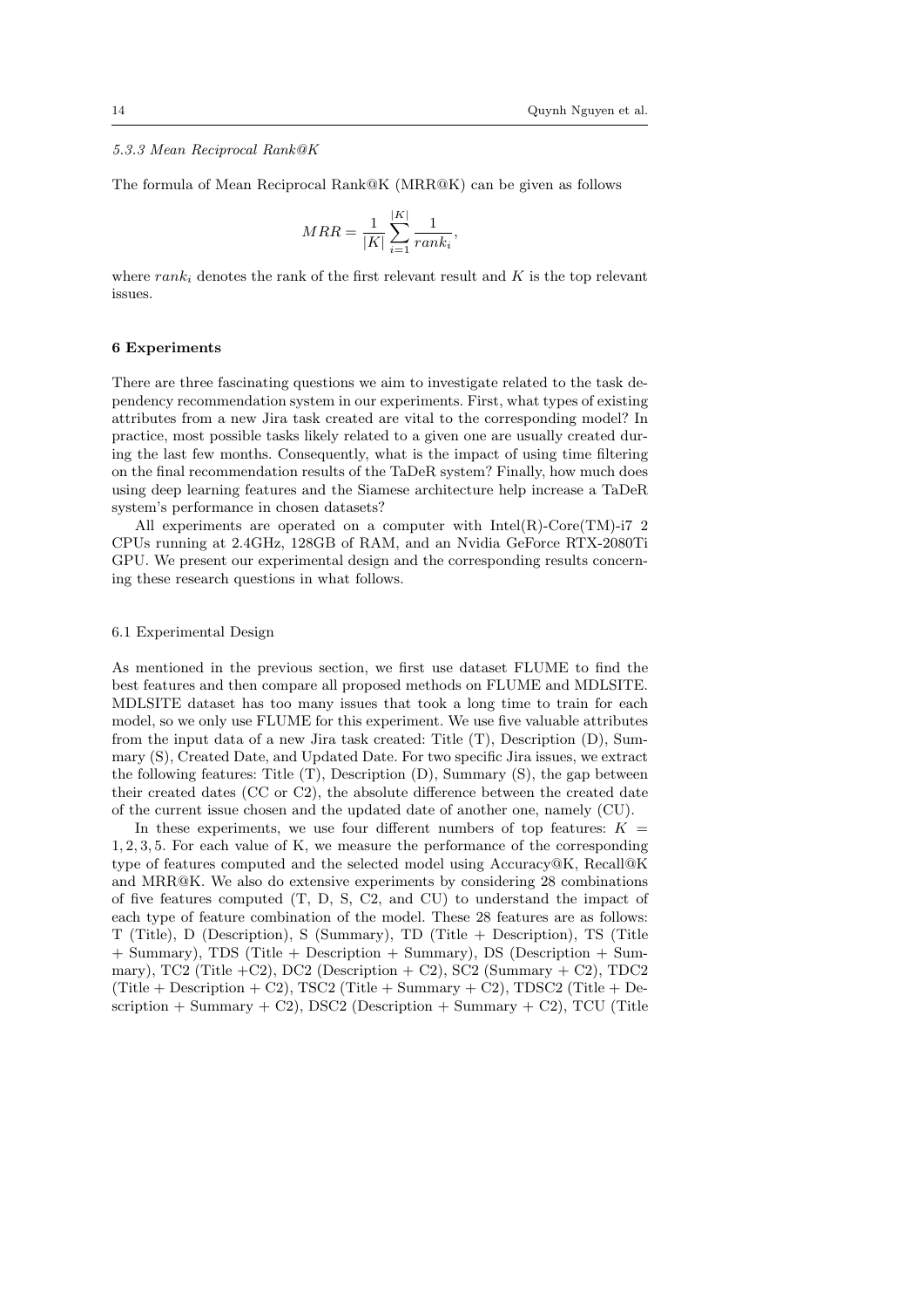#### 5.3.3 Mean Reciprocal Rank@K

The formula of Mean Reciprocal Rank@K (MRR@K) can be given as follows

$$MRR = \frac{1}{|K|} \sum_{i=1}^{|K|} \frac{1}{rank_i},$$

where $rank_i$ denotes the rank of the first relevant result and $K$ is the top relevant issues.

## 6 Experiments

There are three fascinating questions we aim to investigate related to the task dependency recommendation system in our experiments. First, what types of existing attributes from a new Jira task created are vital to the corresponding model? In practice, most possible tasks likely related to a given one are usually created during the last few months. Consequently, what is the impact of using time filtering on the final recommendation results of the TaDeR system? Finally, how much does using deep learning features and the Siamese architecture help increase a TaDeR system's performance in chosen datasets?

All experiments are operated on a computer with Intel(R)-Core(TM)-i7 2 CPUs running at 2.4GHz, 128GB of RAM, and an Nvidia GeForce RTX-2080Ti GPU. We present our experimental design and the corresponding results concerning these research questions in what follows.

### 6.1 Experimental Design

As mentioned in the previous section, we first use dataset FLUME to find the best features and then compare all proposed methods on FLUME and MDLSITE. MDLSITE dataset has too many issues that took a long time to train for each model, so we only use FLUME for this experiment. We use five valuable attributes from the input data of a new Jira task created: Title (T), Description (D), Summary (S), Created Date, and Updated Date. For two specific Jira issues, we extract the following features: Title (T), Description (D), Summary (S), the gap between their created dates (CC or C2), the absolute difference between the created date of the current issue chosen and the updated date of another one, namely (CU).

In these experiments, we use four different numbers of top features: $K = 1, 2, 3, 5$. For each value of K, we measure the performance of the corresponding type of features computed and the selected model using Accuracy@K, Recall@K and MRR@K. We also do extensive experiments by considering 28 combinations of five features computed (T, D, S, C2, and CU) to understand the impact of each type of feature combination of the model. These 28 features are as follows: T (Title), D (Description), S (Summary), TD (Title + Description), TS (Title + Summary), TDS (Title + Description + Summary), DS (Description + Summary), TC2 (Title +C2), DC2 (Description + C2), SC2 (Summary + C2), TDC2 (Title + Description + C2), TSC2 (Title + Summary + C2), TDSC2 (Title + Description + Summary + C2), DSC2 (Description + Summary + C2), TCU (Title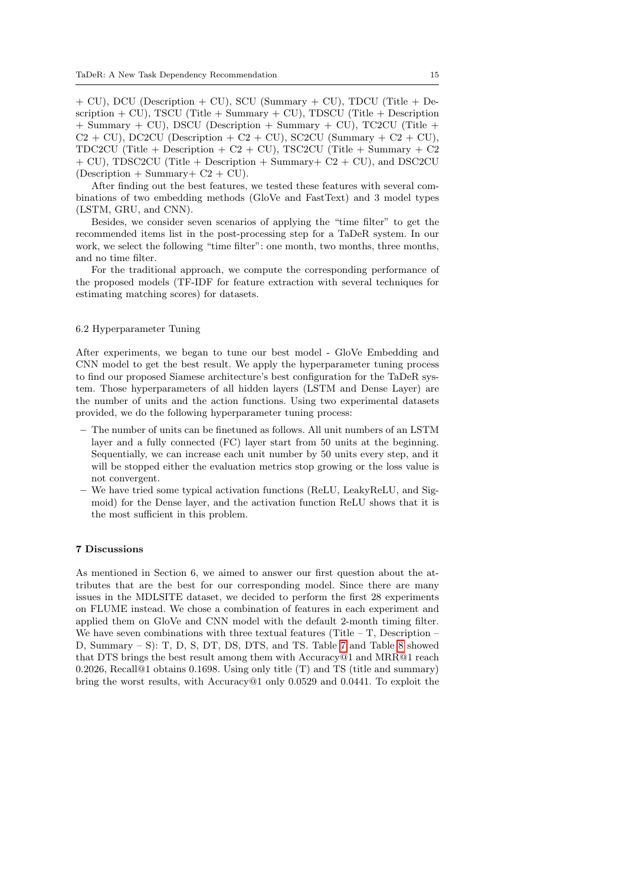+ CU), DCU (Description + CU), SCU (Summary + CU), TDCU (Title + Description + CU), TSCU (Title + Summary + CU), TDSCU (Title + Description + Summary + CU), DSCU (Description + Summary + CU), TC2CU (Title + C2 + CU), DC2CU (Description + C2 + CU), SC2CU (Summary + C2 + CU), TDC2CU (Title + Description + C2 + CU), TSC2CU (Title + Summary + C2 + CU), TDSC2CU (Title + Description + Summary+ C2 + CU), and DSC2CU (Description + Summary+ C2 + CU).

After finding out the best features, we tested these features with several combinations of two embedding methods (GloVe and FastText) and 3 model types (LSTM, GRU, and CNN).

Besides, we consider seven scenarios of applying the "time filter" to get the recommended items list in the post-processing step for a TaDeR system. In our work, we select the following "time filter": one month, two months, three months, and no time filter.

For the traditional approach, we compute the corresponding performance of the proposed models (TF-IDF for feature extraction with several techniques for estimating matching scores) for datasets.

### 6.2 Hyperparameter Tuning

After experiments, we began to tune our best model - GloVe Embedding and CNN model to get the best result. We apply the hyperparameter tuning process to find our proposed Siamese architecture's best configuration for the TaDeR system. Those hyperparameters of all hidden layers (LSTM and Dense Layer) are the number of units and the action functions. Using two experimental datasets provided, we do the following hyperparameter tuning process:

- The number of units can be finetuned as follows. All unit numbers of an LSTM layer and a fully connected (FC) layer start from 50 units at the beginning. Sequentially, we can increase each unit number by 50 units every step, and it will be stopped either the evaluation metrics stop growing or the loss value is not convergent.
- We have tried some typical activation functions (ReLU, LeakyReLU, and Sigmoid) for the Dense layer, and the activation function ReLU shows that it is the most sufficient in this problem.

## 7 Discussions

As mentioned in Section 6, we aimed to answer our first question about the attributes that are the best for our corresponding model. Since there are many issues in the MDLSITE dataset, we decided to perform the first 28 experiments on FLUME instead. We chose a combination of features in each experiment and applied them on GloVe and CNN model with the default 2-month timing filter. We have seven combinations with three textual features (Title – T, Description – D, Summary – S): T, D, S, DT, DS, DTS, and TS. Table 7 and Table 8 showed that DTS brings the best result among them with Accuracy@1 and MRR@1 reach 0.2026, Recall@1 obtains 0.1698. Using only title (T) and TS (title and summary) bring the worst results, with Accuracy@1 only 0.0529 and 0.0441. To exploit the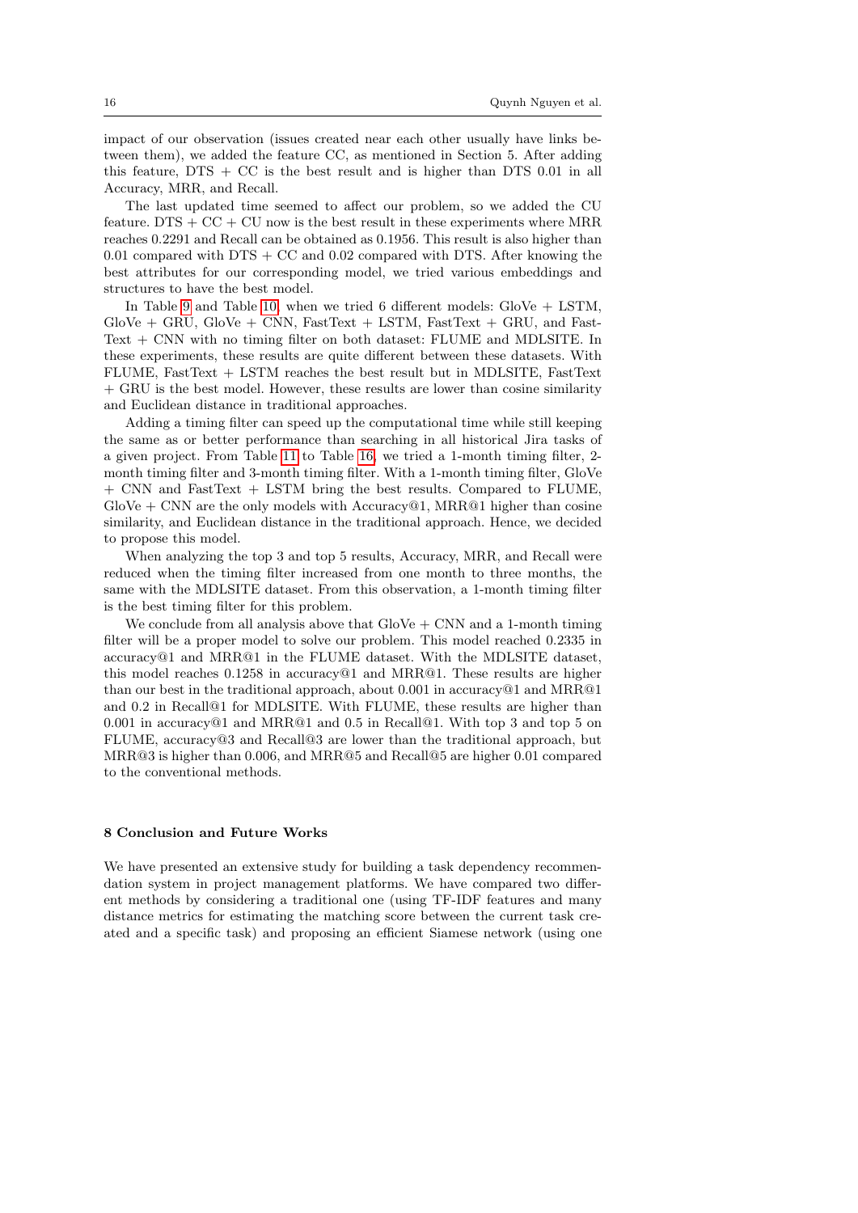impact of our observation (issues created near each other usually have links between them), we added the feature CC, as mentioned in Section 5. After adding this feature, DTS + CC is the best result and is higher than DTS 0.01 in all Accuracy, MRR, and Recall.

The last updated time seemed to affect our problem, so we added the CU feature. DTS + CC + CU now is the best result in these experiments where MRR reaches 0.2291 and Recall can be obtained as 0.1956. This result is also higher than 0.01 compared with DTS + CC and 0.02 compared with DTS. After knowing the best attributes for our corresponding model, we tried various embeddings and structures to have the best model.

In Table 9 and Table 10, when we tried 6 different models: GloVe + LSTM, GloVe + GRU, GloVe + CNN, FastText + LSTM, FastText + GRU, and FastText + CNN with no timing filter on both dataset: FLUME and MDLSITE. In these experiments, these results are quite different between these datasets. With FLUME, FastText + LSTM reaches the best result but in MDLSITE, FastText + GRU is the best model. However, these results are lower than cosine similarity and Euclidean distance in traditional approaches.

Adding a timing filter can speed up the computational time while still keeping the same as or better performance than searching in all historical Jira tasks of a given project. From Table 11 to Table 16, we tried a 1-month timing filter, 2-month timing filter and 3-month timing filter. With a 1-month timing filter, GloVe + CNN and FastText + LSTM bring the best results. Compared to FLUME, GloVe + CNN are the only models with Accuracy@1, MRR@1 higher than cosine similarity, and Euclidean distance in the traditional approach. Hence, we decided to propose this model.

When analyzing the top 3 and top 5 results, Accuracy, MRR, and Recall were reduced when the timing filter increased from one month to three months, the same with the MDLSITE dataset. From this observation, a 1-month timing filter is the best timing filter for this problem.

We conclude from all analysis above that GloVe + CNN and a 1-month timing filter will be a proper model to solve our problem. This model reached 0.2335 in accuracy@1 and MRR@1 in the FLUME dataset. With the MDLSITE dataset, this model reaches 0.1258 in accuracy@1 and MRR@1. These results are higher than our best in the traditional approach, about 0.001 in accuracy@1 and MRR@1 and 0.2 in Recall@1 for MDLSITE. With FLUME, these results are higher than 0.001 in accuracy@1 and MRR@1 and 0.5 in Recall@1. With top 3 and top 5 on FLUME, accuracy@3 and Recall@3 are lower than the traditional approach, but MRR@3 is higher than 0.006, and MRR@5 and Recall@5 are higher 0.01 compared to the conventional methods.

## 8 Conclusion and Future Works

We have presented an extensive study for building a task dependency recommendation system in project management platforms. We have compared two different methods by considering a traditional one (using TF-IDF features and many distance metrics for estimating the matching score between the current task created and a specific task) and proposing an efficient Siamese network (using one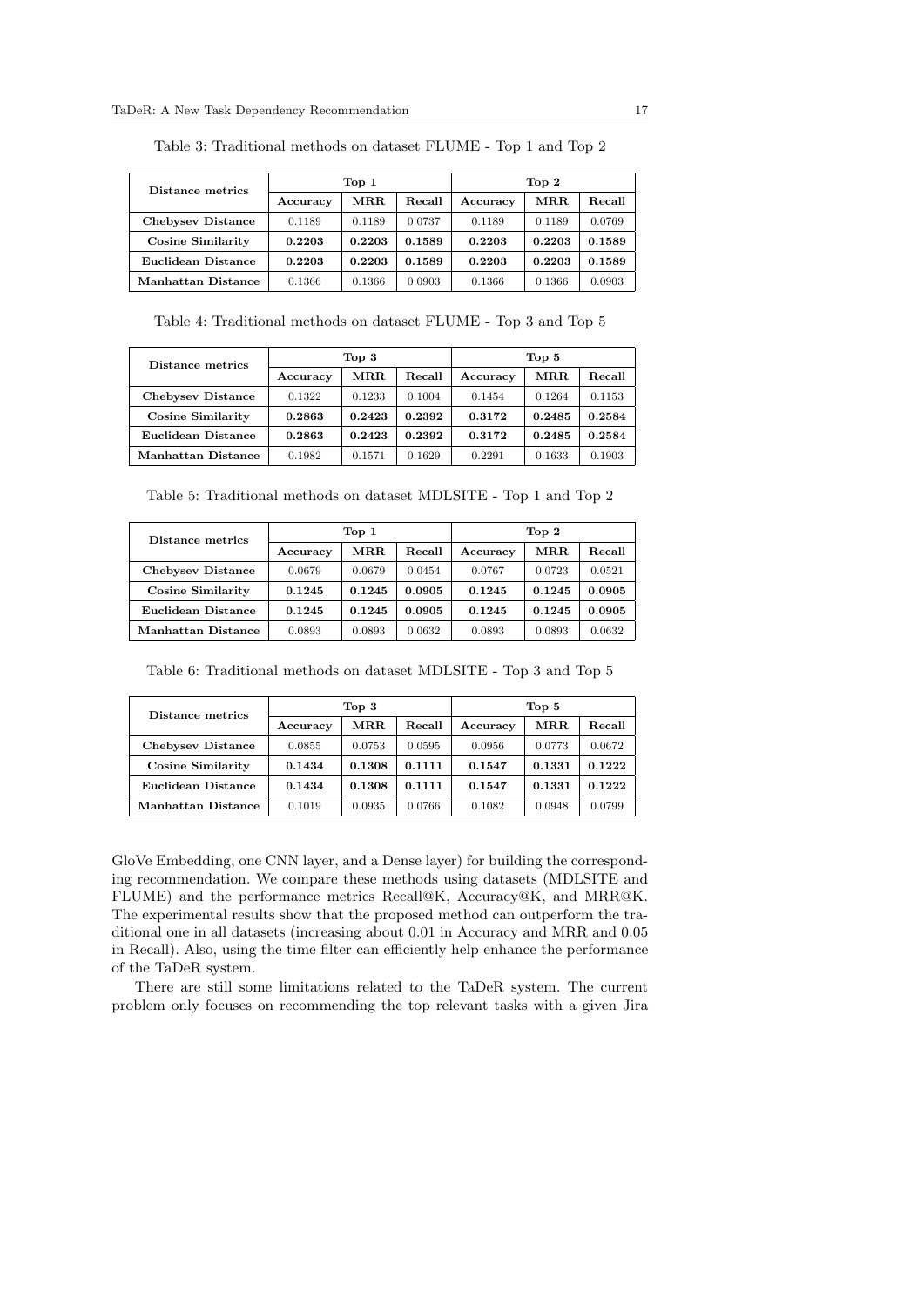Table 3: Traditional methods on dataset FLUME - Top 1 and Top 2

| Distance metrics | Top 1 | | | Top 2 | | |
|---|---|---|---|---|---|---|
| | Accuracy | MRR | Recall | Accuracy | MRR | Recall |
| **Chebysev Distance** | 0.1189 | 0.1189 | 0.0737 | 0.1189 | 0.1189 | 0.0769 |
| **Cosine Similarity** | **0.2203** | **0.2203** | **0.1589** | **0.2203** | **0.2203** | **0.1589** |
| **Euclidean Distance** | **0.2203** | **0.2203** | **0.1589** | **0.2203** | **0.2203** | **0.1589** |
| **Manhattan Distance** | 0.1366 | 0.1366 | 0.0903 | 0.1366 | 0.1366 | 0.0903 |

Table 4: Traditional methods on dataset FLUME - Top 3 and Top 5

| Distance metrics | Top 3 | | | Top 5 | | |
|---|---|---|---|---|---|---|
| | Accuracy | MRR | Recall | Accuracy | MRR | Recall |
| **Chebysev Distance** | 0.1322 | 0.1233 | 0.1004 | 0.1454 | 0.1264 | 0.1153 |
| **Cosine Similarity** | **0.2863** | **0.2423** | **0.2392** | **0.3172** | **0.2485** | **0.2584** |
| **Euclidean Distance** | **0.2863** | **0.2423** | **0.2392** | **0.3172** | **0.2485** | **0.2584** |
| **Manhattan Distance** | 0.1982 | 0.1571 | 0.1629 | 0.2291 | 0.1633 | 0.1903 |

Table 5: Traditional methods on dataset MDLSITE - Top 1 and Top 2

| Distance metrics | Top 1 | | | Top 2 | | |
|---|---|---|---|---|---|---|
| | Accuracy | MRR | Recall | Accuracy | MRR | Recall |
| **Chebysev Distance** | 0.0679 | 0.0679 | 0.0454 | 0.0767 | 0.0723 | 0.0521 |
| **Cosine Similarity** | **0.1245** | **0.1245** | **0.0905** | **0.1245** | **0.1245** | **0.0905** |
| **Euclidean Distance** | **0.1245** | **0.1245** | **0.0905** | **0.1245** | **0.1245** | **0.0905** |
| **Manhattan Distance** | 0.0893 | 0.0893 | 0.0632 | 0.0893 | 0.0893 | 0.0632 |

Table 6: Traditional methods on dataset MDLSITE - Top 3 and Top 5

| Distance metrics | Top 3 | | | Top 5 | | |
|---|---|---|---|---|---|---|
| | Accuracy | MRR | Recall | Accuracy | MRR | Recall |
| **Chebysev Distance** | 0.0855 | 0.0753 | 0.0595 | 0.0956 | 0.0773 | 0.0672 |
| **Cosine Similarity** | **0.1434** | **0.1308** | **0.1111** | **0.1547** | **0.1331** | **0.1222** |
| **Euclidean Distance** | **0.1434** | **0.1308** | **0.1111** | **0.1547** | **0.1331** | **0.1222** |
| **Manhattan Distance** | 0.1019 | 0.0935 | 0.0766 | 0.1082 | 0.0948 | 0.0799 |

GloVe Embedding, one CNN layer, and a Dense layer) for building the corresponding recommendation. We compare these methods using datasets (MDLSITE and FLUME) and the performance metrics Recall@K, Accuracy@K, and MRR@K. The experimental results show that the proposed method can outperform the traditional one in all datasets (increasing about 0.01 in Accuracy and MRR and 0.05 in Recall). Also, using the time filter can efficiently help enhance the performance of the TaDeR system.

There are still some limitations related to the TaDeR system. The current problem only focuses on recommending the top relevant tasks with a given Jira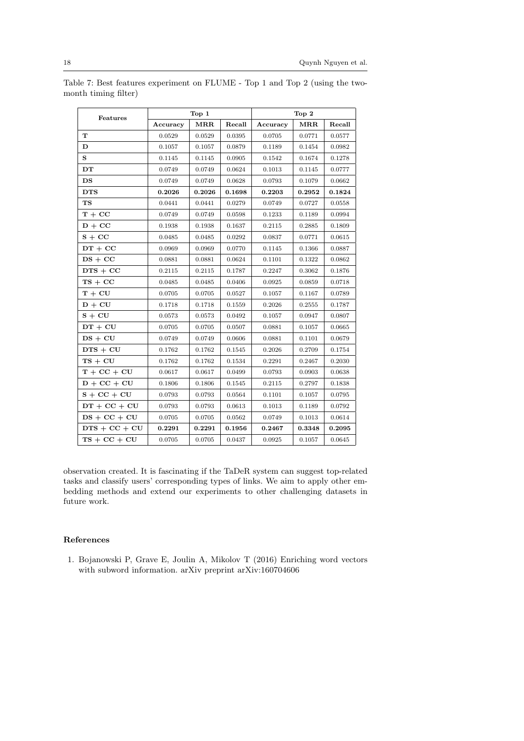Table 7: Best features experiment on FLUME - Top 1 and Top 2 (using the two-month timing filter)

| Features | Top 1 | | | Top 2 | | |
|---|---|---|---|---|---|---|
| | Accuracy | MRR | Recall | Accuracy | MRR | Recall |
| **T** | 0.0529 | 0.0529 | 0.0395 | 0.0705 | 0.0771 | 0.0577 |
| **D** | 0.1057 | 0.1057 | 0.0879 | 0.1189 | 0.1454 | 0.0982 |
| **S** | 0.1145 | 0.1145 | 0.0905 | 0.1542 | 0.1674 | 0.1278 |
| **DT** | 0.0749 | 0.0749 | 0.0624 | 0.1013 | 0.1145 | 0.0777 |
| **DS** | 0.0749 | 0.0749 | 0.0628 | 0.0793 | 0.1079 | 0.0662 |
| **DTS** | **0.2026** | **0.2026** | **0.1698** | **0.2203** | **0.2952** | **0.1824** |
| **TS** | 0.0441 | 0.0441 | 0.0279 | 0.0749 | 0.0727 | 0.0558 |
| **T + CC** | 0.0749 | 0.0749 | 0.0598 | 0.1233 | 0.1189 | 0.0994 |
| **D + CC** | 0.1938 | 0.1938 | 0.1637 | 0.2115 | 0.2885 | 0.1809 |
| **S + CC** | 0.0485 | 0.0485 | 0.0292 | 0.0837 | 0.0771 | 0.0615 |
| **DT + CC** | 0.0969 | 0.0969 | 0.0770 | 0.1145 | 0.1366 | 0.0887 |
| **DS + CC** | 0.0881 | 0.0881 | 0.0624 | 0.1101 | 0.1322 | 0.0862 |
| **DTS + CC** | 0.2115 | 0.2115 | 0.1787 | 0.2247 | 0.3062 | 0.1876 |
| **TS + CC** | 0.0485 | 0.0485 | 0.0406 | 0.0925 | 0.0859 | 0.0718 |
| **T + CU** | 0.0705 | 0.0705 | 0.0527 | 0.1057 | 0.1167 | 0.0789 |
| **D + CU** | 0.1718 | 0.1718 | 0.1559 | 0.2026 | 0.2555 | 0.1787 |
| **S + CU** | 0.0573 | 0.0573 | 0.0492 | 0.1057 | 0.0947 | 0.0807 |
| **DT + CU** | 0.0705 | 0.0705 | 0.0507 | 0.0881 | 0.1057 | 0.0665 |
| **DS + CU** | 0.0749 | 0.0749 | 0.0606 | 0.0881 | 0.1101 | 0.0679 |
| **DTS + CU** | 0.1762 | 0.1762 | 0.1545 | 0.2026 | 0.2709 | 0.1754 |
| **TS + CU** | 0.1762 | 0.1762 | 0.1534 | 0.2291 | 0.2467 | 0.2030 |
| **T + CC + CU** | 0.0617 | 0.0617 | 0.0499 | 0.0793 | 0.0903 | 0.0638 |
| **D + CC + CU** | 0.1806 | 0.1806 | 0.1545 | 0.2115 | 0.2797 | 0.1838 |
| **S + CC + CU** | 0.0793 | 0.0793 | 0.0564 | 0.1101 | 0.1057 | 0.0795 |
| **DT + CC + CU** | 0.0793 | 0.0793 | 0.0613 | 0.1013 | 0.1189 | 0.0792 |
| **DS + CC + CU** | 0.0705 | 0.0705 | 0.0562 | 0.0749 | 0.1013 | 0.0614 |
| **DTS + CC + CU** | **0.2291** | **0.2291** | **0.1956** | **0.2467** | **0.3348** | **0.2095** |
| **TS + CC + CU** | 0.0705 | 0.0705 | 0.0437 | 0.0925 | 0.1057 | 0.0645 |

observation created. It is fascinating if the TaDeR system can suggest top-related tasks and classify users' corresponding types of links. We aim to apply other embedding methods and extend our experiments to other challenging datasets in future work.

## References

1. Bojanowski P, Grave E, Joulin A, Mikolov T (2016) Enriching word vectors with subword information. arXiv preprint arXiv:160704606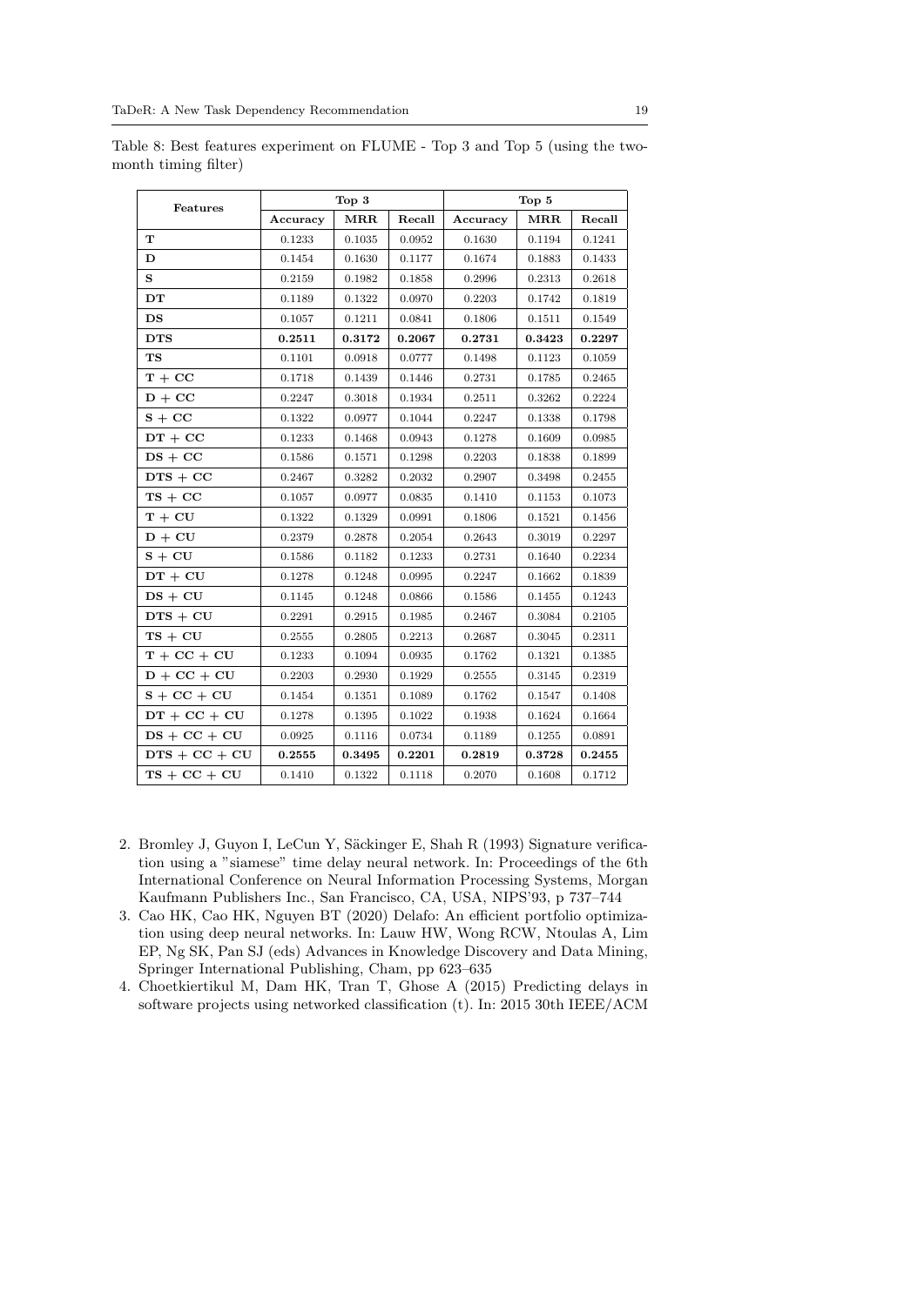Table 8: Best features experiment on FLUME - Top 3 and Top 5 (using the two-month timing filter)

| **Features** | **Top 3** | | | **Top 5** | | |
|---|---|---|---|---|---|---|
| | **Accuracy** | **MRR** | **Recall** | **Accuracy** | **MRR** | **Recall** |
| **T** | 0.1233 | 0.1035 | 0.0952 | 0.1630 | 0.1194 | 0.1241 |
| **D** | 0.1454 | 0.1630 | 0.1177 | 0.1674 | 0.1883 | 0.1433 |
| **S** | 0.2159 | 0.1982 | 0.1858 | 0.2996 | 0.2313 | 0.2618 |
| **DT** | 0.1189 | 0.1322 | 0.0970 | 0.2203 | 0.1742 | 0.1819 |
| **DS** | 0.1057 | 0.1211 | 0.0841 | 0.1806 | 0.1511 | 0.1549 |
| **DTS** | **0.2511** | **0.3172** | **0.2067** | **0.2731** | **0.3423** | **0.2297** |
| **TS** | 0.1101 | 0.0918 | 0.0777 | 0.1498 | 0.1123 | 0.1059 |
| **T + CC** | 0.1718 | 0.1439 | 0.1446 | 0.2731 | 0.1785 | 0.2465 |
| **D + CC** | 0.2247 | 0.3018 | 0.1934 | 0.2511 | 0.3262 | 0.2224 |
| **S + CC** | 0.1322 | 0.0977 | 0.1044 | 0.2247 | 0.1338 | 0.1798 |
| **DT + CC** | 0.1233 | 0.1468 | 0.0943 | 0.1278 | 0.1609 | 0.0985 |
| **DS + CC** | 0.1586 | 0.1571 | 0.1298 | 0.2203 | 0.1838 | 0.1899 |
| **DTS + CC** | 0.2467 | 0.3282 | 0.2032 | 0.2907 | 0.3498 | 0.2455 |
| **TS + CC** | 0.1057 | 0.0977 | 0.0835 | 0.1410 | 0.1153 | 0.1073 |
| **T + CU** | 0.1322 | 0.1329 | 0.0991 | 0.1806 | 0.1521 | 0.1456 |
| **D + CU** | 0.2379 | 0.2878 | 0.2054 | 0.2643 | 0.3019 | 0.2297 |
| **S + CU** | 0.1586 | 0.1182 | 0.1233 | 0.2731 | 0.1640 | 0.2234 |
| **DT + CU** | 0.1278 | 0.1248 | 0.0995 | 0.2247 | 0.1662 | 0.1839 |
| **DS + CU** | 0.1145 | 0.1248 | 0.0866 | 0.1586 | 0.1455 | 0.1243 |
| **DTS + CU** | 0.2291 | 0.2915 | 0.1985 | 0.2467 | 0.3084 | 0.2105 |
| **TS + CU** | 0.2555 | 0.2805 | 0.2213 | 0.2687 | 0.3045 | 0.2311 |
| **T + CC + CU** | 0.1233 | 0.1094 | 0.0935 | 0.1762 | 0.1321 | 0.1385 |
| **D + CC + CU** | 0.2203 | 0.2930 | 0.1929 | 0.2555 | 0.3145 | 0.2319 |
| **S + CC + CU** | 0.1454 | 0.1351 | 0.1089 | 0.1762 | 0.1547 | 0.1408 |
| **DT + CC + CU** | 0.1278 | 0.1395 | 0.1022 | 0.1938 | 0.1624 | 0.1664 |
| **DS + CC + CU** | 0.0925 | 0.1116 | 0.0734 | 0.1189 | 0.1255 | 0.0891 |
| **DTS + CC + CU** | **0.2555** | **0.3495** | **0.2201** | **0.2819** | **0.3728** | **0.2455** |
| **TS + CC + CU** | 0.1410 | 0.1322 | 0.1118 | 0.2070 | 0.1608 | 0.1712 |

2. Bromley J, Guyon I, LeCun Y, Säckinger E, Shah R (1993) Signature verification using a "siamese" time delay neural network. In: Proceedings of the 6th International Conference on Neural Information Processing Systems, Morgan Kaufmann Publishers Inc., San Francisco, CA, USA, NIPS'93, p 737–744
3. Cao HK, Cao HK, Nguyen BT (2020) Delafo: An efficient portfolio optimization using deep neural networks. In: Lauw HW, Wong RCW, Ntoulas A, Lim EP, Ng SK, Pan SJ (eds) Advances in Knowledge Discovery and Data Mining, Springer International Publishing, Cham, pp 623–635
4. Choetkiertikul M, Dam HK, Tran T, Ghose A (2015) Predicting delays in software projects using networked classification (t). In: 2015 30th IEEE/ACM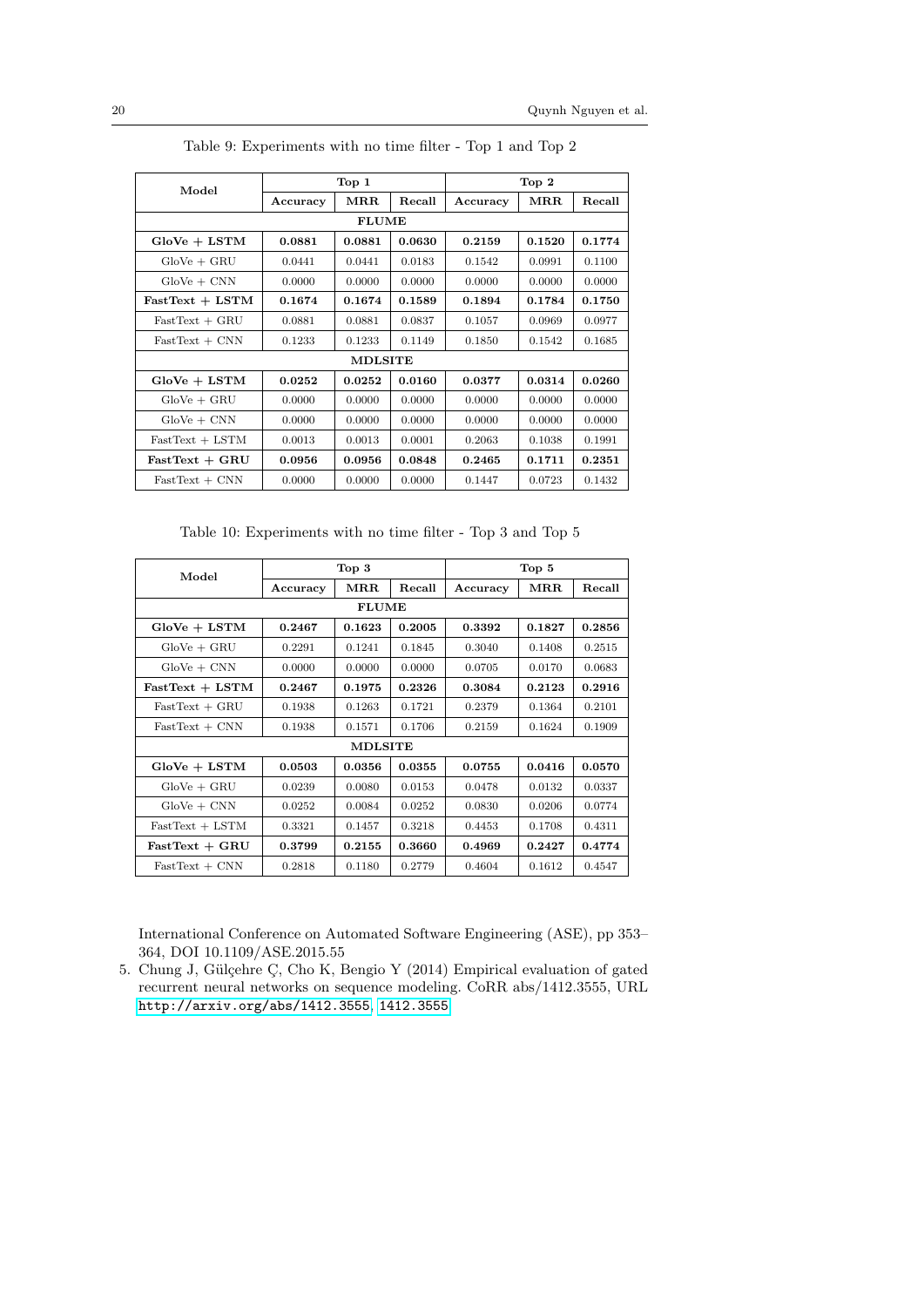Table 9: Experiments with no time filter - Top 1 and Top 2

| Model | Top 1 | | | Top 2 | | |
|---|---|---|---|---|---|---|
| | Accuracy | MRR | Recall | Accuracy | MRR | Recall |
| **FLUME** | | | | | | |
| **GloVe + LSTM** | **0.0881** | **0.0881** | **0.0630** | **0.2159** | **0.1520** | **0.1774** |
| GloVe + GRU | 0.0441 | 0.0441 | 0.0183 | 0.1542 | 0.0991 | 0.1100 |
| GloVe + CNN | 0.0000 | 0.0000 | 0.0000 | 0.0000 | 0.0000 | 0.0000 |
| **FastText + LSTM** | **0.1674** | **0.1674** | **0.1589** | **0.1894** | **0.1784** | **0.1750** |
| FastText + GRU | 0.0881 | 0.0881 | 0.0837 | 0.1057 | 0.0969 | 0.0977 |
| FastText + CNN | 0.1233 | 0.1233 | 0.1149 | 0.1850 | 0.1542 | 0.1685 |
| **MDLSITE** | | | | | | |
| **GloVe + LSTM** | **0.0252** | **0.0252** | **0.0160** | **0.0377** | **0.0314** | **0.0260** |
| GloVe + GRU | 0.0000 | 0.0000 | 0.0000 | 0.0000 | 0.0000 | 0.0000 |
| GloVe + CNN | 0.0000 | 0.0000 | 0.0000 | 0.0000 | 0.0000 | 0.0000 |
| FastText + LSTM | 0.0013 | 0.0013 | 0.0001 | 0.2063 | 0.1038 | 0.1991 |
| **FastText + GRU** | **0.0956** | **0.0956** | **0.0848** | **0.2465** | **0.1711** | **0.2351** |
| FastText + CNN | 0.0000 | 0.0000 | 0.0000 | 0.1447 | 0.0723 | 0.1432 |

Table 10: Experiments with no time filter - Top 3 and Top 5

| Model | Top 3 | | | Top 5 | | |
|---|---|---|---|---|---|---|
| | Accuracy | MRR | Recall | Accuracy | MRR | Recall |
| **FLUME** | | | | | | |
| **GloVe + LSTM** | **0.2467** | **0.1623** | **0.2005** | **0.3392** | **0.1827** | **0.2856** |
| GloVe + GRU | 0.2291 | 0.1241 | 0.1845 | 0.3040 | 0.1408 | 0.2515 |
| GloVe + CNN | 0.0000 | 0.0000 | 0.0000 | 0.0705 | 0.0170 | 0.0683 |
| **FastText + LSTM** | **0.2467** | **0.1975** | **0.2326** | **0.3084** | **0.2123** | **0.2916** |
| FastText + GRU | 0.1938 | 0.1263 | 0.1721 | 0.2379 | 0.1364 | 0.2101 |
| FastText + CNN | 0.1938 | 0.1571 | 0.1706 | 0.2159 | 0.1624 | 0.1909 |
| **MDLSITE** | | | | | | |
| **GloVe + LSTM** | **0.0503** | **0.0356** | **0.0355** | **0.0755** | **0.0416** | **0.0570** |
| GloVe + GRU | 0.0239 | 0.0080 | 0.0153 | 0.0478 | 0.0132 | 0.0337 |
| GloVe + CNN | 0.0252 | 0.0084 | 0.0252 | 0.0830 | 0.0206 | 0.0774 |
| FastText + LSTM | 0.3321 | 0.1457 | 0.3218 | 0.4453 | 0.1708 | 0.4311 |
| **FastText + GRU** | **0.3799** | **0.2155** | **0.3660** | **0.4969** | **0.2427** | **0.4774** |
| FastText + CNN | 0.2818 | 0.1180 | 0.2779 | 0.4604 | 0.1612 | 0.4547 |

International Conference on Automated Software Engineering (ASE), pp 353–364, DOI 10.1109/ASE.2015.55

5. Chung J, Gülçehre Ç, Cho K, Bengio Y (2014) Empirical evaluation of gated recurrent neural networks on sequence modeling. CoRR abs/1412.3555, URL http://arxiv.org/abs/1412.3555, 1412.3555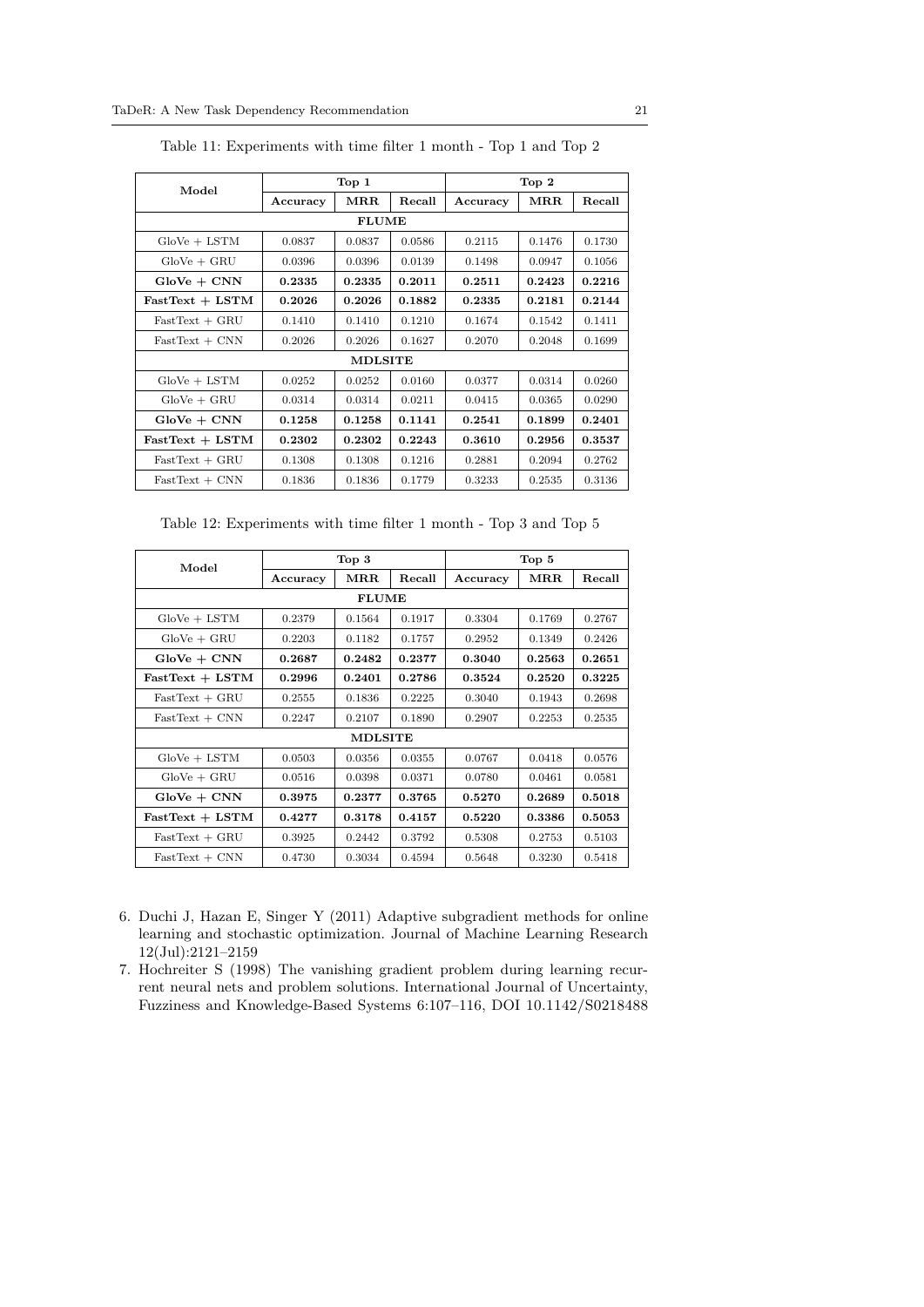Table 11: Experiments with time filter 1 month - Top 1 and Top 2

| Model | Top 1 | | | Top 2 | | |
|---|---|---|---|---|---|---|
| | Accuracy | MRR | Recall | Accuracy | MRR | Recall |
| **FLUME** | | | | | | |
| GloVe + LSTM | 0.0837 | 0.0837 | 0.0586 | 0.2115 | 0.1476 | 0.1730 |
| GloVe + GRU | 0.0396 | 0.0396 | 0.0139 | 0.1498 | 0.0947 | 0.1056 |
| **GloVe + CNN** | **0.2335** | **0.2335** | **0.2011** | **0.2511** | **0.2423** | **0.2216** |
| **FastText + LSTM** | **0.2026** | **0.2026** | **0.1882** | **0.2335** | **0.2181** | **0.2144** |
| FastText + GRU | 0.1410 | 0.1410 | 0.1210 | 0.1674 | 0.1542 | 0.1411 |
| FastText + CNN | 0.2026 | 0.2026 | 0.1627 | 0.2070 | 0.2048 | 0.1699 |
| **MDLSITE** | | | | | | |
| GloVe + LSTM | 0.0252 | 0.0252 | 0.0160 | 0.0377 | 0.0314 | 0.0260 |
| GloVe + GRU | 0.0314 | 0.0314 | 0.0211 | 0.0415 | 0.0365 | 0.0290 |
| **GloVe + CNN** | **0.1258** | **0.1258** | **0.1141** | **0.2541** | **0.1899** | **0.2401** |
| **FastText + LSTM** | **0.2302** | **0.2302** | **0.2243** | **0.3610** | **0.2956** | **0.3537** |
| FastText + GRU | 0.1308 | 0.1308 | 0.1216 | 0.2881 | 0.2094 | 0.2762 |
| FastText + CNN | 0.1836 | 0.1836 | 0.1779 | 0.3233 | 0.2535 | 0.3136 |

Table 12: Experiments with time filter 1 month - Top 3 and Top 5

| Model | Top 3 | | | Top 5 | | |
|---|---|---|---|---|---|---|
| | Accuracy | MRR | Recall | Accuracy | MRR | Recall |
| **FLUME** | | | | | | |
| GloVe + LSTM | 0.2379 | 0.1564 | 0.1917 | 0.3304 | 0.1769 | 0.2767 |
| GloVe + GRU | 0.2203 | 0.1182 | 0.1757 | 0.2952 | 0.1349 | 0.2426 |
| **GloVe + CNN** | **0.2687** | **0.2482** | **0.2377** | **0.3040** | **0.2563** | **0.2651** |
| **FastText + LSTM** | **0.2996** | **0.2401** | **0.2786** | **0.3524** | **0.2520** | **0.3225** |
| FastText + GRU | 0.2555 | 0.1836 | 0.2225 | 0.3040 | 0.1943 | 0.2698 |
| FastText + CNN | 0.2247 | 0.2107 | 0.1890 | 0.2907 | 0.2253 | 0.2535 |
| **MDLSITE** | | | | | | |
| GloVe + LSTM | 0.0503 | 0.0356 | 0.0355 | 0.0767 | 0.0418 | 0.0576 |
| GloVe + GRU | 0.0516 | 0.0398 | 0.0371 | 0.0780 | 0.0461 | 0.0581 |
| **GloVe + CNN** | **0.3975** | **0.2377** | **0.3765** | **0.5270** | **0.2689** | **0.5018** |
| **FastText + LSTM** | **0.4277** | **0.3178** | **0.4157** | **0.5220** | **0.3386** | **0.5053** |
| FastText + GRU | 0.3925 | 0.2442 | 0.3792 | 0.5308 | 0.2753 | 0.5103 |
| FastText + CNN | 0.4730 | 0.3034 | 0.4594 | 0.5648 | 0.3230 | 0.5418 |

6. Duchi J, Hazan E, Singer Y (2011) Adaptive subgradient methods for online learning and stochastic optimization. Journal of Machine Learning Research 12(Jul):2121–2159
7. Hochreiter S (1998) The vanishing gradient problem during learning recurrent neural nets and problem solutions. International Journal of Uncertainty, Fuzziness and Knowledge-Based Systems 6:107–116, DOI 10.1142/S0218488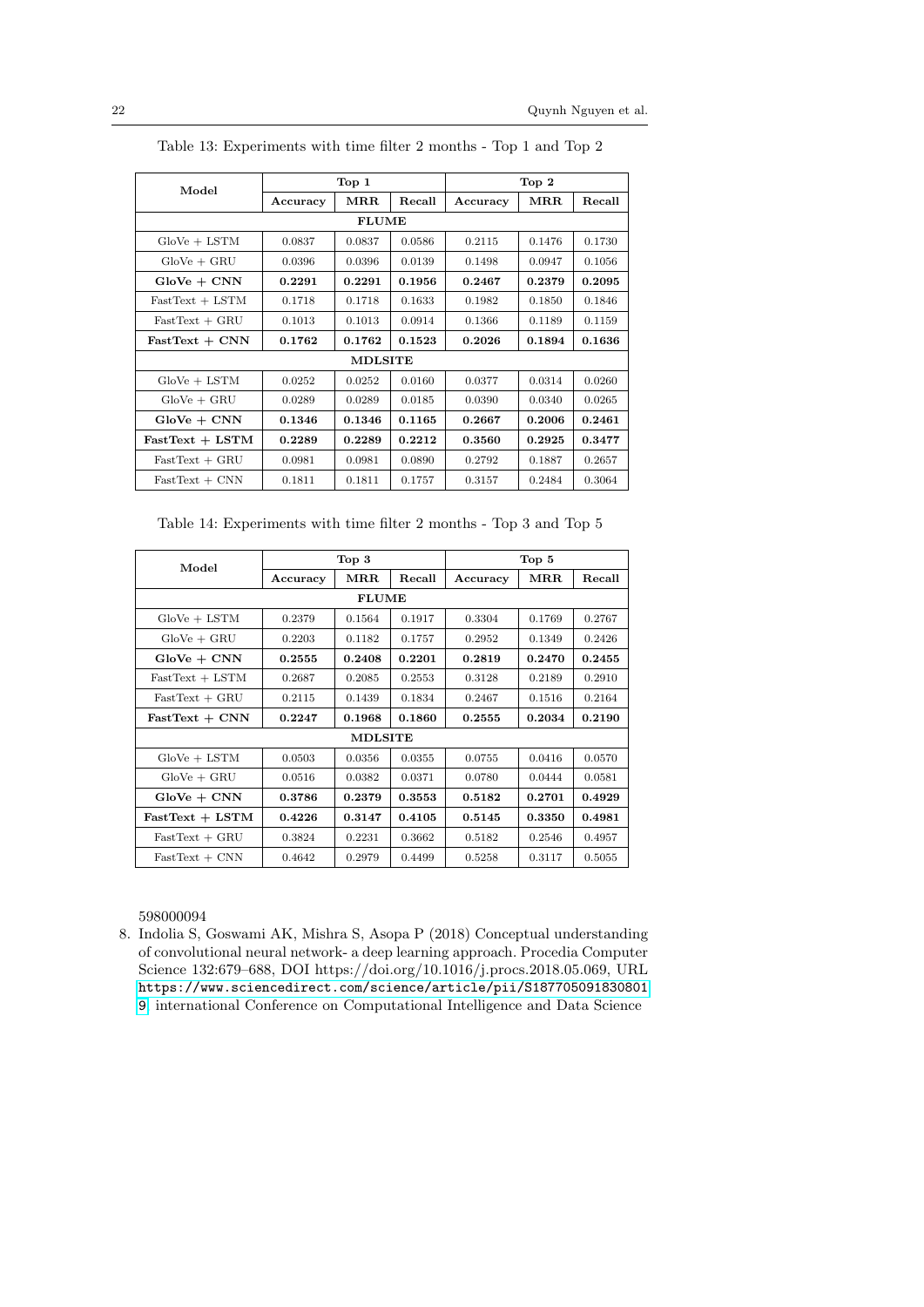Table 13: Experiments with time filter 2 months - Top 1 and Top 2

| Model | Top 1 | | | Top 2 | | |
|---|---|---|---|---|---|---|
| | Accuracy | MRR | Recall | Accuracy | MRR | Recall |
| **FLUME** | | | | | | |
| GloVe + LSTM | 0.0837 | 0.0837 | 0.0586 | 0.2115 | 0.1476 | 0.1730 |
| GloVe + GRU | 0.0396 | 0.0396 | 0.0139 | 0.1498 | 0.0947 | 0.1056 |
| **GloVe + CNN** | **0.2291** | **0.2291** | **0.1956** | **0.2467** | **0.2379** | **0.2095** |
| FastText + LSTM | 0.1718 | 0.1718 | 0.1633 | 0.1982 | 0.1850 | 0.1846 |
| FastText + GRU | 0.1013 | 0.1013 | 0.0914 | 0.1366 | 0.1189 | 0.1159 |
| **FastText + CNN** | **0.1762** | **0.1762** | **0.1523** | **0.2026** | **0.1894** | **0.1636** |
| **MDLSITE** | | | | | | |
| GloVe + LSTM | 0.0252 | 0.0252 | 0.0160 | 0.0377 | 0.0314 | 0.0260 |
| GloVe + GRU | 0.0289 | 0.0289 | 0.0185 | 0.0390 | 0.0340 | 0.0265 |
| **GloVe + CNN** | **0.1346** | **0.1346** | **0.1165** | **0.2667** | **0.2006** | **0.2461** |
| **FastText + LSTM** | **0.2289** | **0.2289** | **0.2212** | **0.3560** | **0.2925** | **0.3477** |
| FastText + GRU | 0.0981 | 0.0981 | 0.0890 | 0.2792 | 0.1887 | 0.2657 |
| FastText + CNN | 0.1811 | 0.1811 | 0.1757 | 0.3157 | 0.2484 | 0.3064 |

Table 14: Experiments with time filter 2 months - Top 3 and Top 5

| Model | Top 3 | | | Top 5 | | |
|---|---|---|---|---|---|---|
| | Accuracy | MRR | Recall | Accuracy | MRR | Recall |
| **FLUME** | | | | | | |
| GloVe + LSTM | 0.2379 | 0.1564 | 0.1917 | 0.3304 | 0.1769 | 0.2767 |
| GloVe + GRU | 0.2203 | 0.1182 | 0.1757 | 0.2952 | 0.1349 | 0.2426 |
| **GloVe + CNN** | **0.2555** | **0.2408** | **0.2201** | **0.2819** | **0.2470** | **0.2455** |
| FastText + LSTM | 0.2687 | 0.2085 | 0.2553 | 0.3128 | 0.2189 | 0.2910 |
| FastText + GRU | 0.2115 | 0.1439 | 0.1834 | 0.2467 | 0.1516 | 0.2164 |
| **FastText + CNN** | **0.2247** | **0.1968** | **0.1860** | **0.2555** | **0.2034** | **0.2190** |
| **MDLSITE** | | | | | | |
| GloVe + LSTM | 0.0503 | 0.0356 | 0.0355 | 0.0755 | 0.0416 | 0.0570 |
| GloVe + GRU | 0.0516 | 0.0382 | 0.0371 | 0.0780 | 0.0444 | 0.0581 |
| **GloVe + CNN** | **0.3786** | **0.2379** | **0.3553** | **0.5182** | **0.2701** | **0.4929** |
| **FastText + LSTM** | **0.4226** | **0.3147** | **0.4105** | **0.5145** | **0.3350** | **0.4981** |
| FastText + GRU | 0.3824 | 0.2231 | 0.3662 | 0.5182 | 0.2546 | 0.4957 |
| FastText + CNN | 0.4642 | 0.2979 | 0.4499 | 0.5258 | 0.3117 | 0.5055 |

598000094

8. Indolia S, Goswami AK, Mishra S, Asopa P (2018) Conceptual understanding of convolutional neural network- a deep learning approach. Procedia Computer Science 132:679–688, DOI https://doi.org/10.1016/j.procs.2018.05.069, URL https://www.sciencedirect.com/science/article/pii/S1877050918308019, international Conference on Computational Intelligence and Data Science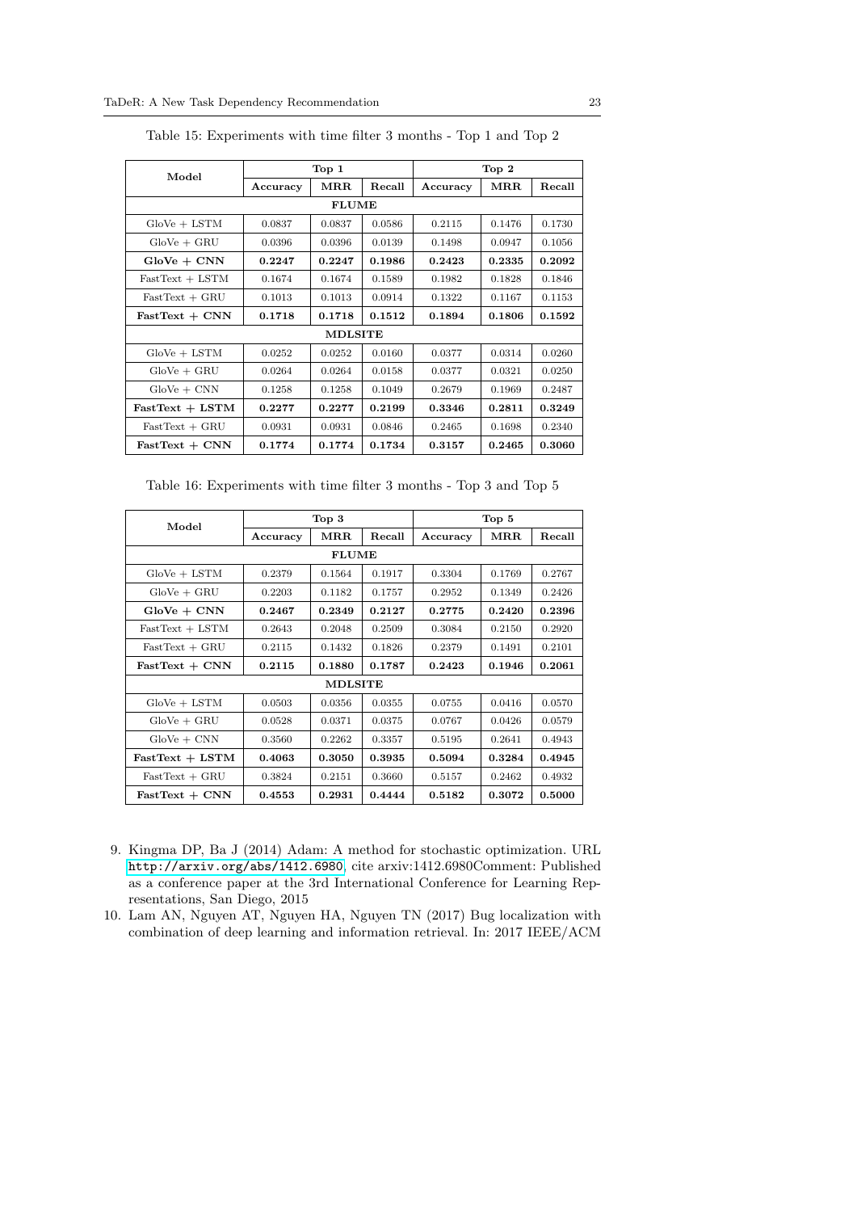Table 15: Experiments with time filter 3 months - Top 1 and Top 2

| Model | Top 1 | | | Top 2 | | |
|---|---|---|---|---|---|---|
| | Accuracy | MRR | Recall | Accuracy | MRR | Recall |
| **FLUME** | | | | | | |
| GloVe + LSTM | 0.0837 | 0.0837 | 0.0586 | 0.2115 | 0.1476 | 0.1730 |
| GloVe + GRU | 0.0396 | 0.0396 | 0.0139 | 0.1498 | 0.0947 | 0.1056 |
| **GloVe + CNN** | **0.2247** | **0.2247** | **0.1986** | **0.2423** | **0.2335** | **0.2092** |
| FastText + LSTM | 0.1674 | 0.1674 | 0.1589 | 0.1982 | 0.1828 | 0.1846 |
| FastText + GRU | 0.1013 | 0.1013 | 0.0914 | 0.1322 | 0.1167 | 0.1153 |
| **FastText + CNN** | **0.1718** | **0.1718** | **0.1512** | **0.1894** | **0.1806** | **0.1592** |
| **MDLSITE** | | | | | | |
| GloVe + LSTM | 0.0252 | 0.0252 | 0.0160 | 0.0377 | 0.0314 | 0.0260 |
| GloVe + GRU | 0.0264 | 0.0264 | 0.0158 | 0.0377 | 0.0321 | 0.0250 |
| GloVe + CNN | 0.1258 | 0.1258 | 0.1049 | 0.2679 | 0.1969 | 0.2487 |
| **FastText + LSTM** | **0.2277** | **0.2277** | **0.2199** | **0.3346** | **0.2811** | **0.3249** |
| FastText + GRU | 0.0931 | 0.0931 | 0.0846 | 0.2465 | 0.1698 | 0.2340 |
| **FastText + CNN** | **0.1774** | **0.1774** | **0.1734** | **0.3157** | **0.2465** | **0.3060** |

Table 16: Experiments with time filter 3 months - Top 3 and Top 5

| Model | Top 3 | | | Top 5 | | |
|---|---|---|---|---|---|---|
| | Accuracy | MRR | Recall | Accuracy | MRR | Recall |
| **FLUME** | | | | | | |
| GloVe + LSTM | 0.2379 | 0.1564 | 0.1917 | 0.3304 | 0.1769 | 0.2767 |
| GloVe + GRU | 0.2203 | 0.1182 | 0.1757 | 0.2952 | 0.1349 | 0.2426 |
| **GloVe + CNN** | **0.2467** | **0.2349** | **0.2127** | **0.2775** | **0.2420** | **0.2396** |
| FastText + LSTM | 0.2643 | 0.2048 | 0.2509 | 0.3084 | 0.2150 | 0.2920 |
| FastText + GRU | 0.2115 | 0.1432 | 0.1826 | 0.2379 | 0.1491 | 0.2101 |
| **FastText + CNN** | **0.2115** | **0.1880** | **0.1787** | **0.2423** | **0.1946** | **0.2061** |
| **MDLSITE** | | | | | | |
| GloVe + LSTM | 0.0503 | 0.0356 | 0.0355 | 0.0755 | 0.0416 | 0.0570 |
| GloVe + GRU | 0.0528 | 0.0371 | 0.0375 | 0.0767 | 0.0426 | 0.0579 |
| GloVe + CNN | 0.3560 | 0.2262 | 0.3357 | 0.5195 | 0.2641 | 0.4943 |
| **FastText + LSTM** | **0.4063** | **0.3050** | **0.3935** | **0.5094** | **0.3284** | **0.4945** |
| FastText + GRU | 0.3824 | 0.2151 | 0.3660 | 0.5157 | 0.2462 | 0.4932 |
| **FastText + CNN** | **0.4553** | **0.2931** | **0.4444** | **0.5182** | **0.3072** | **0.5000** |

9. Kingma DP, Ba J (2014) Adam: A method for stochastic optimization. URL http://arxiv.org/abs/1412.6980, cite arxiv:1412.6980Comment: Published as a conference paper at the 3rd International Conference for Learning Representations, San Diego, 2015
10. Lam AN, Nguyen AT, Nguyen HA, Nguyen TN (2017) Bug localization with combination of deep learning and information retrieval. In: 2017 IEEE/ACM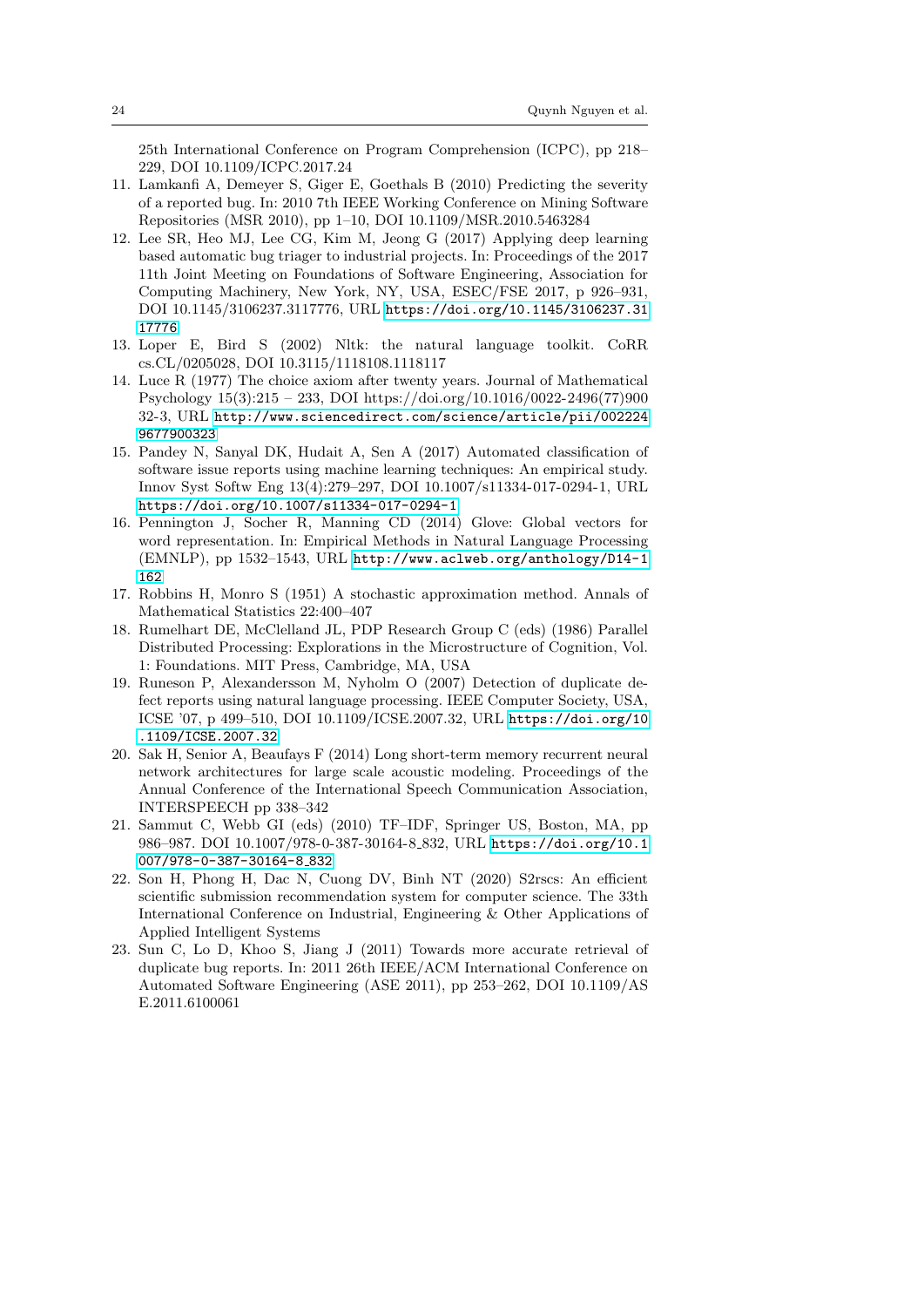25th International Conference on Program Comprehension (ICPC), pp 218–229, DOI 10.1109/ICPC.2017.24

11. Lamkanfi A, Demeyer S, Giger E, Goethals B (2010) Predicting the severity of a reported bug. In: 2010 7th IEEE Working Conference on Mining Software Repositories (MSR 2010), pp 1–10, DOI 10.1109/MSR.2010.5463284
12. Lee SR, Heo MJ, Lee CG, Kim M, Jeong G (2017) Applying deep learning based automatic bug triager to industrial projects. In: Proceedings of the 2017 11th Joint Meeting on Foundations of Software Engineering, Association for Computing Machinery, New York, NY, USA, ESEC/FSE 2017, p 926–931, DOI 10.1145/3106237.3117776, URL https://doi.org/10.1145/3106237.3117776
13. Loper E, Bird S (2002) Nltk: the natural language toolkit. CoRR cs.CL/0205028, DOI 10.3115/1118108.1118117
14. Luce R (1977) The choice axiom after twenty years. Journal of Mathematical Psychology 15(3):215 – 233, DOI https://doi.org/10.1016/0022-2496(77)90032-3, URL http://www.sciencedirect.com/science/article/pii/0022249677900323
15. Pandey N, Sanyal DK, Hudait A, Sen A (2017) Automated classification of software issue reports using machine learning techniques: An empirical study. Innov Syst Softw Eng 13(4):279–297, DOI 10.1007/s11334-017-0294-1, URL https://doi.org/10.1007/s11334-017-0294-1
16. Pennington J, Socher R, Manning CD (2014) Glove: Global vectors for word representation. In: Empirical Methods in Natural Language Processing (EMNLP), pp 1532–1543, URL http://www.aclweb.org/anthology/D14-1162
17. Robbins H, Monro S (1951) A stochastic approximation method. Annals of Mathematical Statistics 22:400–407
18. Rumelhart DE, McClelland JL, PDP Research Group C (eds) (1986) Parallel Distributed Processing: Explorations in the Microstructure of Cognition, Vol. 1: Foundations. MIT Press, Cambridge, MA, USA
19. Runeson P, Alexandersson M, Nyholm O (2007) Detection of duplicate defect reports using natural language processing. IEEE Computer Society, USA, ICSE '07, p 499–510, DOI 10.1109/ICSE.2007.32, URL https://doi.org/10.1109/ICSE.2007.32
20. Sak H, Senior A, Beaufays F (2014) Long short-term memory recurrent neural network architectures for large scale acoustic modeling. Proceedings of the Annual Conference of the International Speech Communication Association, INTERSPEECH pp 338–342
21. Sammut C, Webb GI (eds) (2010) TF–IDF, Springer US, Boston, MA, pp 986–987. DOI 10.1007/978-0-387-30164-8_832, URL https://doi.org/10.1007/978-0-387-30164-8_832
22. Son H, Phong H, Dac N, Cuong DV, Binh NT (2020) S2rscs: An efficient scientific submission recommendation system for computer science. The 33th International Conference on Industrial, Engineering & Other Applications of Applied Intelligent Systems
23. Sun C, Lo D, Khoo S, Jiang J (2011) Towards more accurate retrieval of duplicate bug reports. In: 2011 26th IEEE/ACM International Conference on Automated Software Engineering (ASE 2011), pp 253–262, DOI 10.1109/ASE.2011.6100061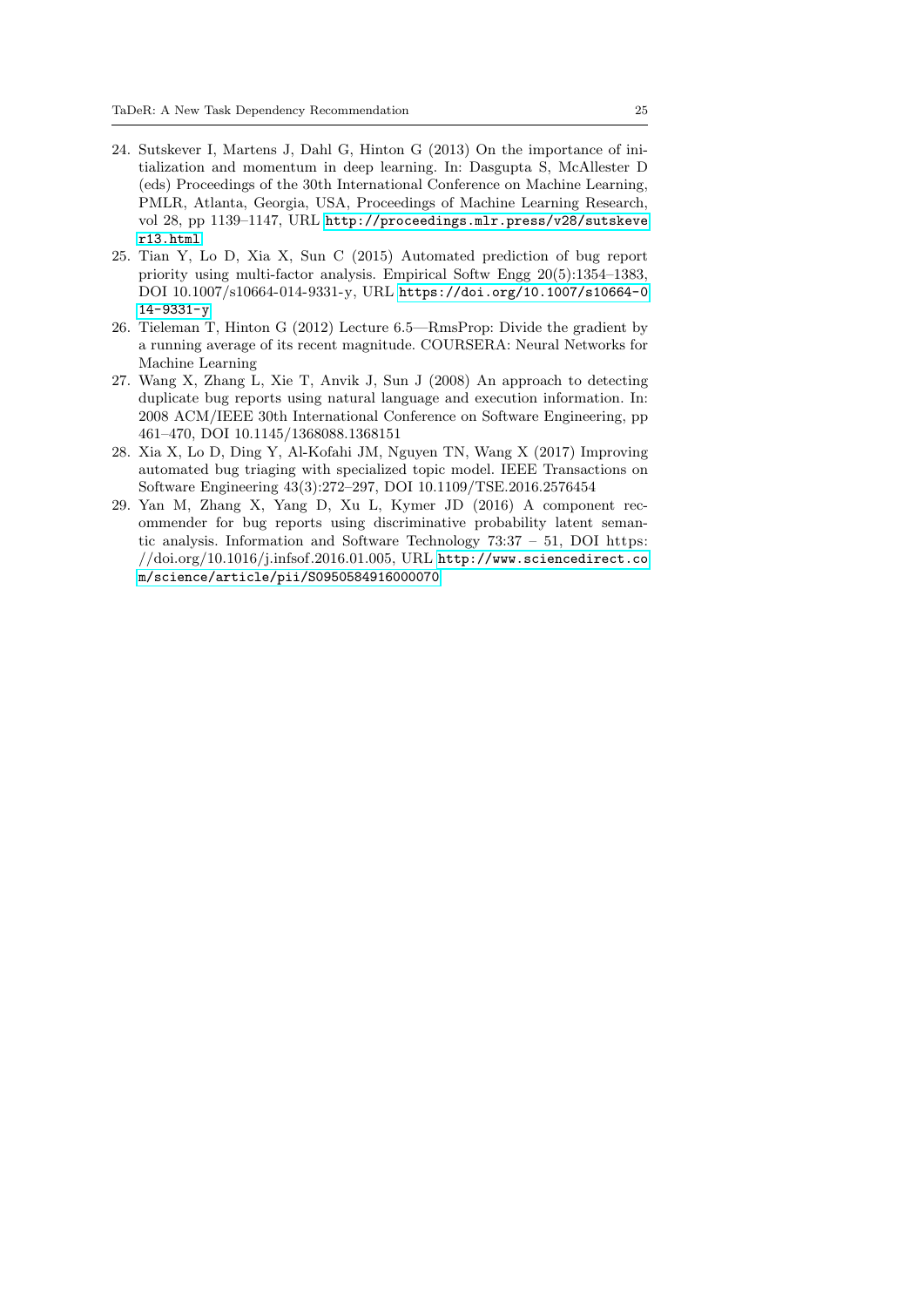24. Sutskever I, Martens J, Dahl G, Hinton G (2013) On the importance of initialization and momentum in deep learning. In: Dasgupta S, McAllester D (eds) Proceedings of the 30th International Conference on Machine Learning, PMLR, Atlanta, Georgia, USA, Proceedings of Machine Learning Research, vol 28, pp 1139–1147, URL http://proceedings.mlr.press/v28/sutskever13.html
25. Tian Y, Lo D, Xia X, Sun C (2015) Automated prediction of bug report priority using multi-factor analysis. Empirical Softw Engg 20(5):1354–1383, DOI 10.1007/s10664-014-9331-y, URL https://doi.org/10.1007/s10664-014-9331-y
26. Tieleman T, Hinton G (2012) Lecture 6.5—RmsProp: Divide the gradient by a running average of its recent magnitude. COURSERA: Neural Networks for Machine Learning
27. Wang X, Zhang L, Xie T, Anvik J, Sun J (2008) An approach to detecting duplicate bug reports using natural language and execution information. In: 2008 ACM/IEEE 30th International Conference on Software Engineering, pp 461–470, DOI 10.1145/1368088.1368151
28. Xia X, Lo D, Ding Y, Al-Kofahi JM, Nguyen TN, Wang X (2017) Improving automated bug triaging with specialized topic model. IEEE Transactions on Software Engineering 43(3):272–297, DOI 10.1109/TSE.2016.2576454
29. Yan M, Zhang X, Yang D, Xu L, Kymer JD (2016) A component recommender for bug reports using discriminative probability latent semantic analysis. Information and Software Technology 73:37 – 51, DOI https://doi.org/10.1016/j.infsof.2016.01.005, URL http://www.sciencedirect.com/science/article/pii/S0950584916000070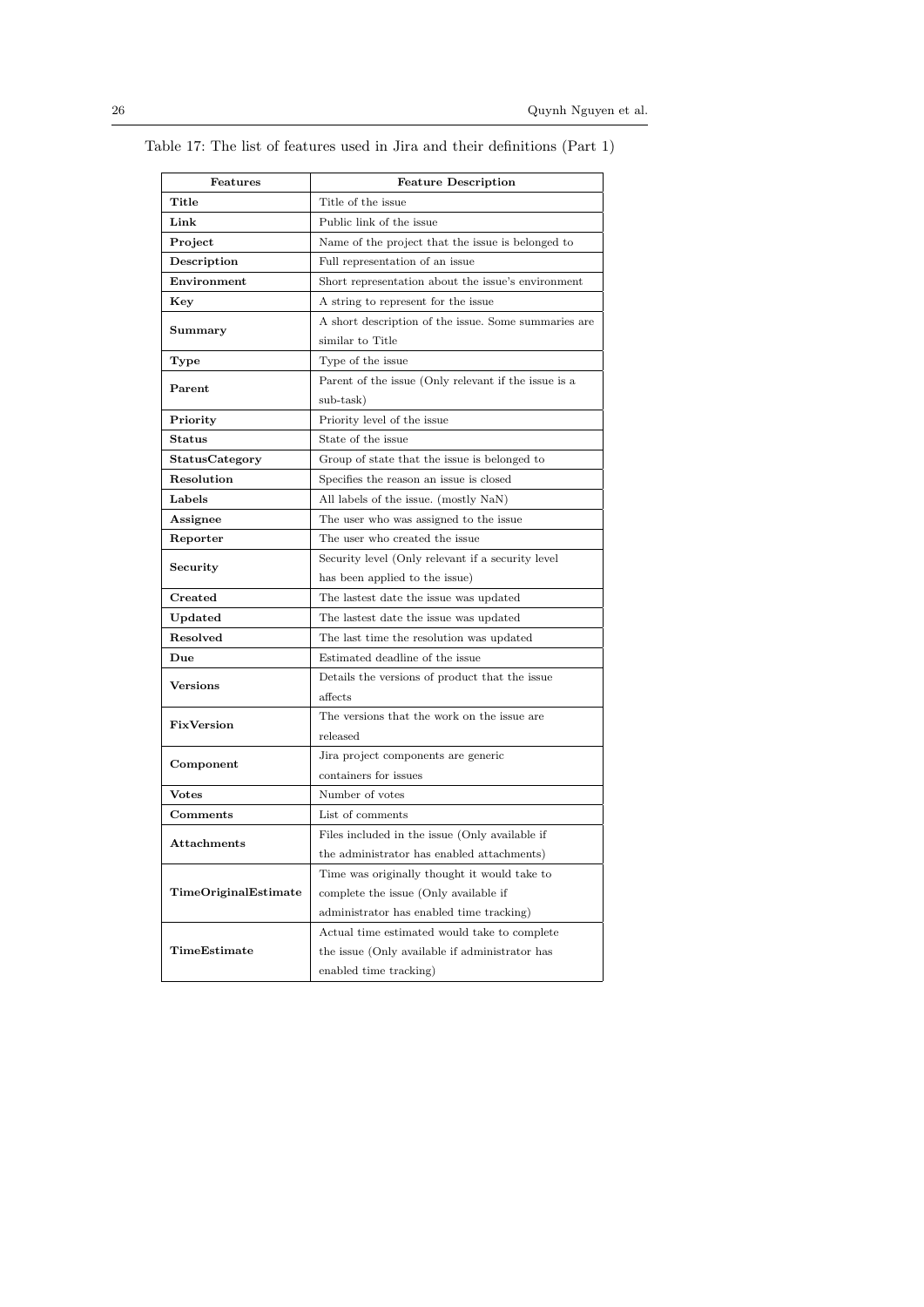Table 17: The list of features used in Jira and their definitions (Part 1)

| Features | Feature Description |
|---|---|
| **Title** | Title of the issue |
| **Link** | Public link of the issue |
| **Project** | Name of the project that the issue is belonged to |
| **Description** | Full representation of an issue |
| **Environment** | Short representation about the issue's environment |
| **Key** | A string to represent for the issue |
| **Summary** | A short description of the issue. Some summaries are similar to Title |
| **Type** | Type of the issue |
| **Parent** | Parent of the issue (Only relevant if the issue is a sub-task) |
| **Priority** | Priority level of the issue |
| **Status** | State of the issue |
| **StatusCategory** | Group of state that the issue is belonged to |
| **Resolution** | Specifies the reason an issue is closed |
| **Labels** | All labels of the issue. (mostly NaN) |
| **Assignee** | The user who was assigned to the issue |
| **Reporter** | The user who created the issue |
| **Security** | Security level (Only relevant if a security level has been applied to the issue) |
| **Created** | The lastest date the issue was updated |
| **Updated** | The lastest date the issue was updated |
| **Resolved** | The last time the resolution was updated |
| **Due** | Estimated deadline of the issue |
| **Versions** | Details the versions of product that the issue affects |
| **FixVersion** | The versions that the work on the issue are released |
| **Component** | Jira project components are generic containers for issues |
| **Votes** | Number of votes |
| **Comments** | List of comments |
| **Attachments** | Files included in the issue (Only available if the administrator has enabled attachments) |
| **TimeOriginalEstimate** | Time was originally thought it would take to complete the issue (Only available if administrator has enabled time tracking) |
| **TimeEstimate** | Actual time estimated would take to complete the issue (Only available if administrator has enabled time tracking) |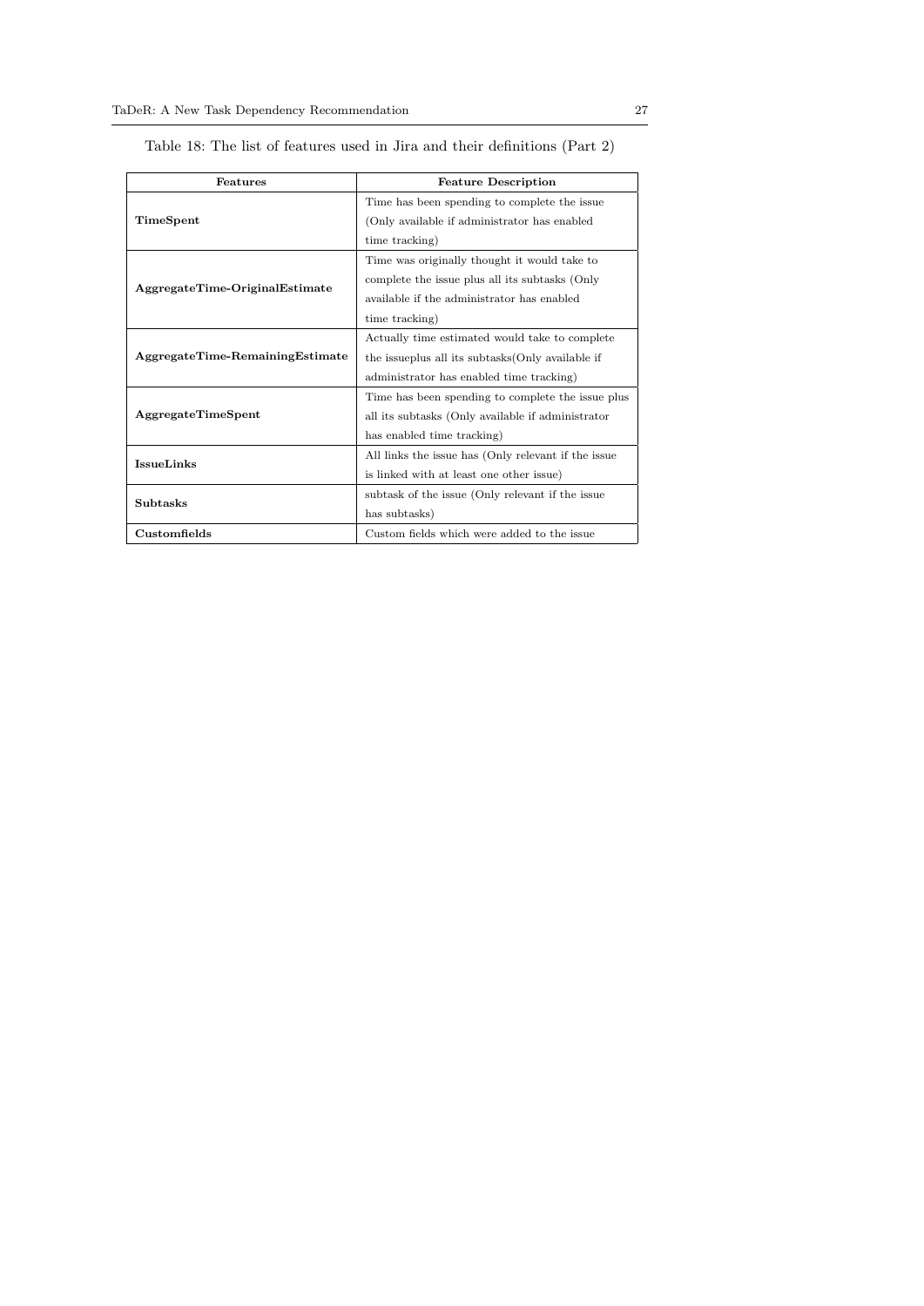Table 18: The list of features used in Jira and their definitions (Part 2)

| Features | Feature Description |
|---|---|
| **TimeSpent** | Time has been spending to complete the issue (Only available if administrator has enabled time tracking) |
| **AggregateTime-OriginalEstimate** | Time was originally thought it would take to complete the issue plus all its subtasks (Only available if the administrator has enabled time tracking) |
| **AggregateTime-RemainingEstimate** | Actually time estimated would take to complete the issueplus all its subtasks(Only available if administrator has enabled time tracking) |
| **AggregateTimeSpent** | Time has been spending to complete the issue plus all its subtasks (Only available if administrator has enabled time tracking) |
| **IssueLinks** | All links the issue has (Only relevant if the issue is linked with at least one other issue) |
| **Subtasks** | subtask of the issue (Only relevant if the issue has subtasks) |
| **Customfields** | Custom fields which were added to the issue |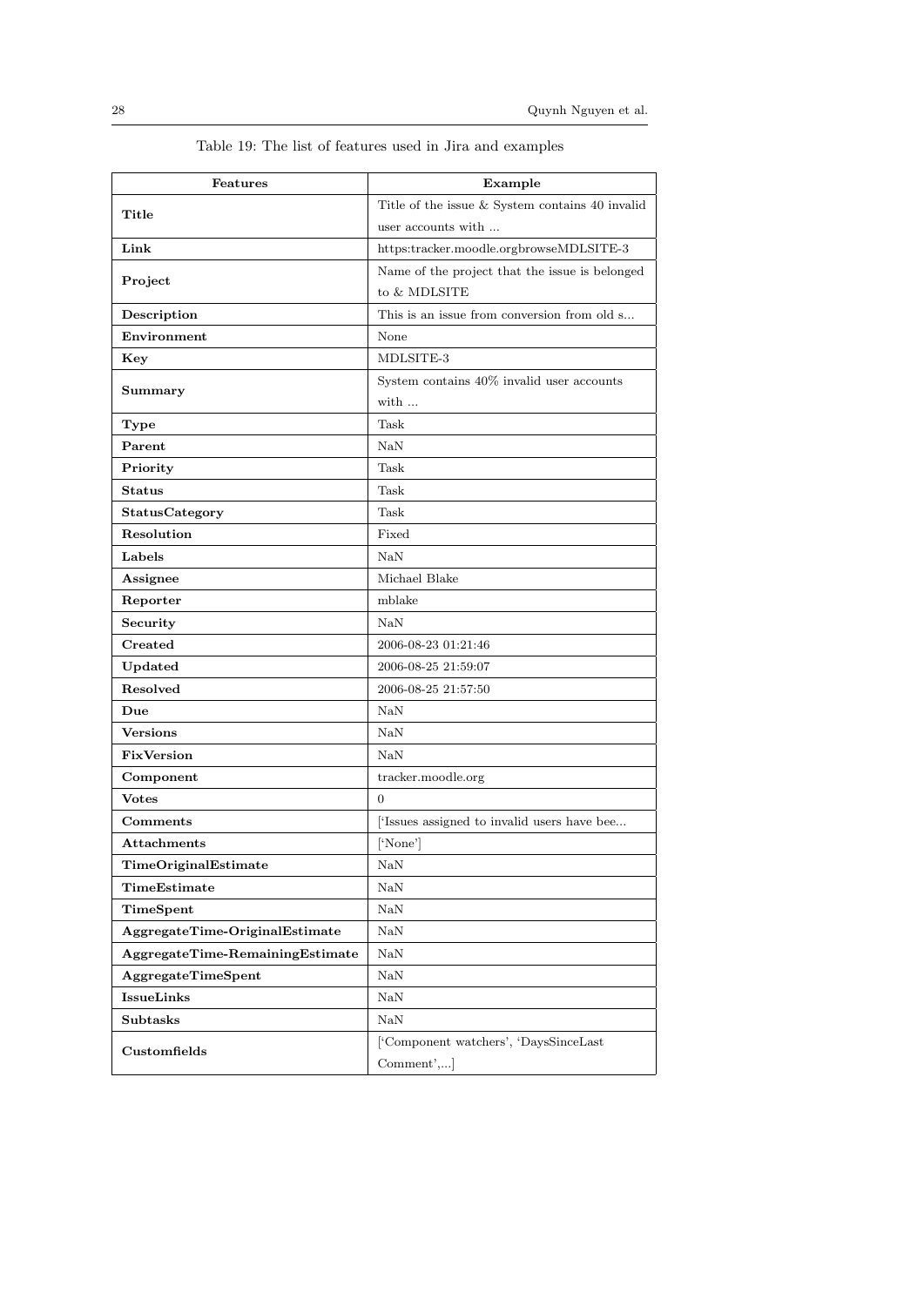Table 19: The list of features used in Jira and examples

| Features | Example |
|---|---|
| **Title** | Title of the issue & System contains 40 invalid user accounts with ... |
| **Link** | https:tracker.moodle.orgbrowseMDLSITE-3 |
| **Project** | Name of the project that the issue is belonged to & MDLSITE |
| **Description** | This is an issue from conversion from old s... |
| **Environment** | None |
| **Key** | MDLSITE-3 |
| **Summary** | System contains 40% invalid user accounts with ... |
| **Type** | Task |
| **Parent** | NaN |
| **Priority** | Task |
| **Status** | Task |
| **StatusCategory** | Task |
| **Resolution** | Fixed |
| **Labels** | NaN |
| **Assignee** | Michael Blake |
| **Reporter** | mblake |
| **Security** | NaN |
| **Created** | 2006-08-23 01:21:46 |
| **Updated** | 2006-08-25 21:59:07 |
| **Resolved** | 2006-08-25 21:57:50 |
| **Due** | NaN |
| **Versions** | NaN |
| **FixVersion** | NaN |
| **Component** | tracker.moodle.org |
| **Votes** | 0 |
| **Comments** | ['Issues assigned to invalid users have bee... |
| **Attachments** | ['None'] |
| **TimeOriginalEstimate** | NaN |
| **TimeEstimate** | NaN |
| **TimeSpent** | NaN |
| **AggregateTime-OriginalEstimate** | NaN |
| **AggregateTime-RemainingEstimate** | NaN |
| **AggregateTimeSpent** | NaN |
| **IssueLinks** | NaN |
| **Subtasks** | NaN |
| **Customfields** | ['Component watchers', 'DaysSinceLast Comment',...] |